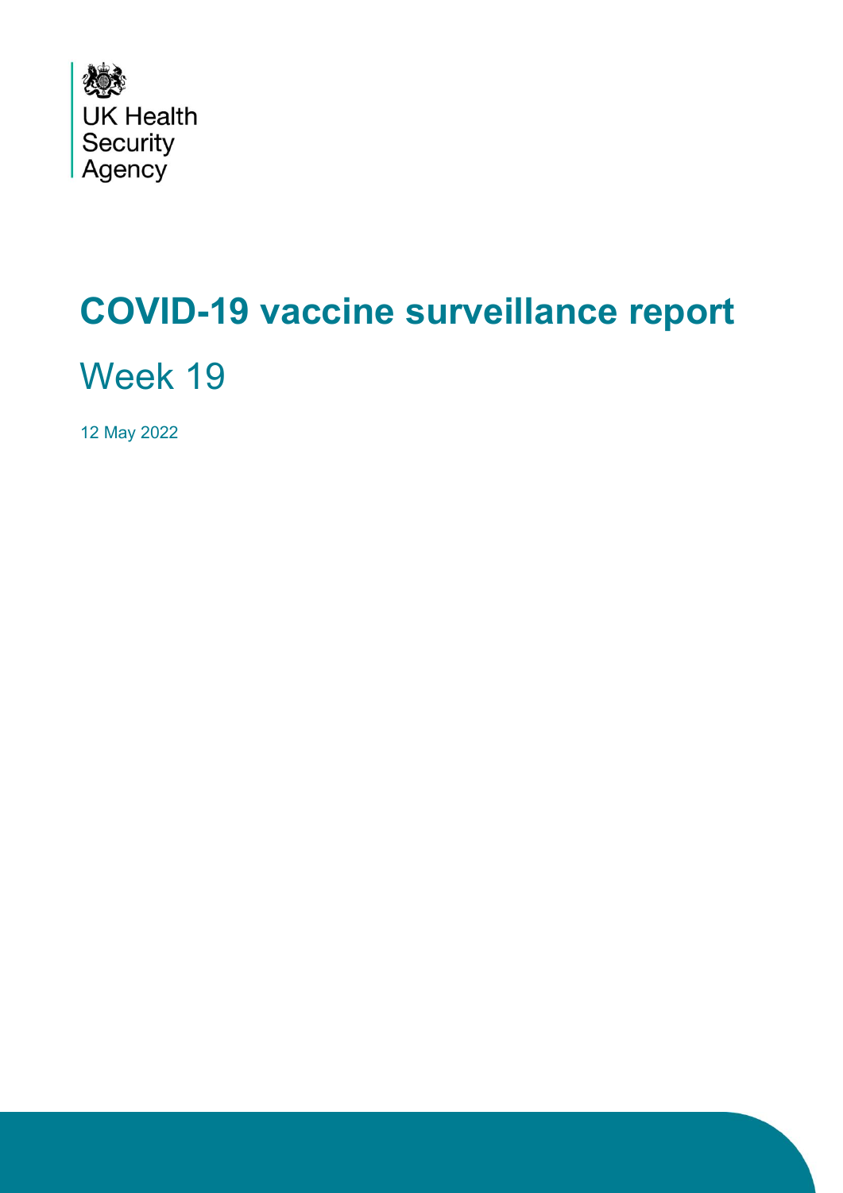UK Health Security Agency

# COVID-19 vaccine surveillance report

## Week 19

12 May 2022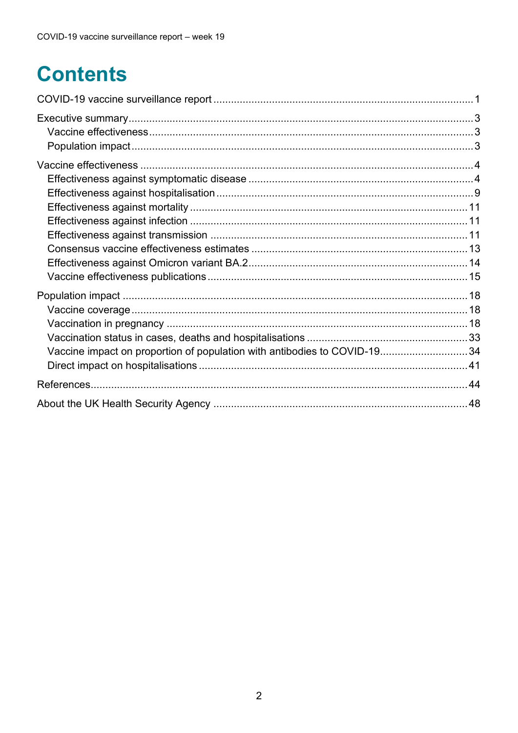# Contents

COVID-19 vaccine surveillance report ........ 1

Executive summary ........ 3
- Vaccine effectiveness ........ 3
- Population impact ........ 3

Vaccine effectiveness ........ 4
- Effectiveness against symptomatic disease ........ 4
- Effectiveness against hospitalisation ........ 9
- Effectiveness against mortality ........ 11
- Effectiveness against infection ........ 11
- Effectiveness against transmission ........ 11
- Consensus vaccine effectiveness estimates ........ 13
- Effectiveness against Omicron variant BA.2 ........ 14
- Vaccine effectiveness publications ........ 15

Population impact ........ 18
- Vaccine coverage ........ 18
- Vaccination in pregnancy ........ 18
- Vaccination status in cases, deaths and hospitalisations ........ 33
- Vaccine impact on proportion of population with antibodies to COVID-19 ........ 34
- Direct impact on hospitalisations ........ 41

References ........ 44

About the UK Health Security Agency ........ 48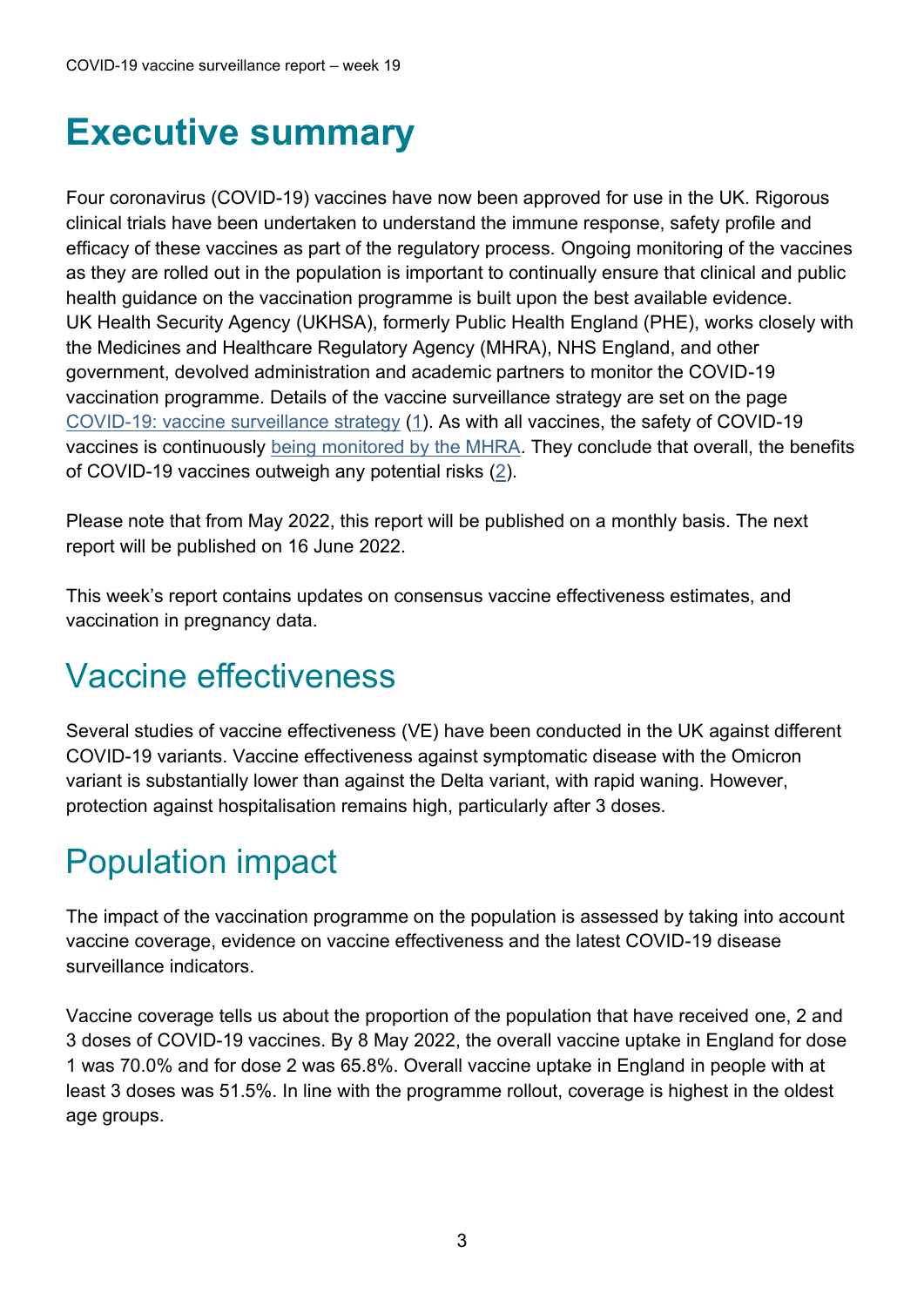# Executive summary

Four coronavirus (COVID-19) vaccines have now been approved for use in the UK. Rigorous clinical trials have been undertaken to understand the immune response, safety profile and efficacy of these vaccines as part of the regulatory process. Ongoing monitoring of the vaccines as they are rolled out in the population is important to continually ensure that clinical and public health guidance on the vaccination programme is built upon the best available evidence. UK Health Security Agency (UKHSA), formerly Public Health England (PHE), works closely with the Medicines and Healthcare Regulatory Agency (MHRA), NHS England, and other government, devolved administration and academic partners to monitor the COVID-19 vaccination programme. Details of the vaccine surveillance strategy are set on the page COVID-19: vaccine surveillance strategy (1). As with all vaccines, the safety of COVID-19 vaccines is continuously being monitored by the MHRA. They conclude that overall, the benefits of COVID-19 vaccines outweigh any potential risks (2).

Please note that from May 2022, this report will be published on a monthly basis. The next report will be published on 16 June 2022.

This week's report contains updates on consensus vaccine effectiveness estimates, and vaccination in pregnancy data.

## Vaccine effectiveness

Several studies of vaccine effectiveness (VE) have been conducted in the UK against different COVID-19 variants. Vaccine effectiveness against symptomatic disease with the Omicron variant is substantially lower than against the Delta variant, with rapid waning. However, protection against hospitalisation remains high, particularly after 3 doses.

## Population impact

The impact of the vaccination programme on the population is assessed by taking into account vaccine coverage, evidence on vaccine effectiveness and the latest COVID-19 disease surveillance indicators.

Vaccine coverage tells us about the proportion of the population that have received one, 2 and 3 doses of COVID-19 vaccines. By 8 May 2022, the overall vaccine uptake in England for dose 1 was 70.0% and for dose 2 was 65.8%. Overall vaccine uptake in England in people with at least 3 doses was 51.5%. In line with the programme rollout, coverage is highest in the oldest age groups.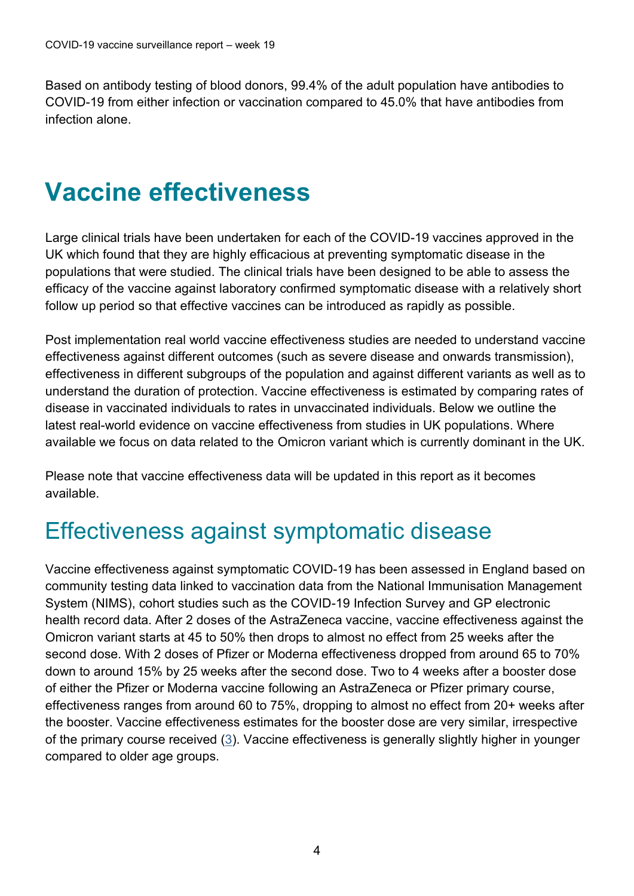Based on antibody testing of blood donors, 99.4% of the adult population have antibodies to COVID-19 from either infection or vaccination compared to 45.0% that have antibodies from infection alone.

# Vaccine effectiveness

Large clinical trials have been undertaken for each of the COVID-19 vaccines approved in the UK which found that they are highly efficacious at preventing symptomatic disease in the populations that were studied. The clinical trials have been designed to be able to assess the efficacy of the vaccine against laboratory confirmed symptomatic disease with a relatively short follow up period so that effective vaccines can be introduced as rapidly as possible.

Post implementation real world vaccine effectiveness studies are needed to understand vaccine effectiveness against different outcomes (such as severe disease and onwards transmission), effectiveness in different subgroups of the population and against different variants as well as to understand the duration of protection. Vaccine effectiveness is estimated by comparing rates of disease in vaccinated individuals to rates in unvaccinated individuals. Below we outline the latest real-world evidence on vaccine effectiveness from studies in UK populations. Where available we focus on data related to the Omicron variant which is currently dominant in the UK.

Please note that vaccine effectiveness data will be updated in this report as it becomes available.

## Effectiveness against symptomatic disease

Vaccine effectiveness against symptomatic COVID-19 has been assessed in England based on community testing data linked to vaccination data from the National Immunisation Management System (NIMS), cohort studies such as the COVID-19 Infection Survey and GP electronic health record data. After 2 doses of the AstraZeneca vaccine, vaccine effectiveness against the Omicron variant starts at 45 to 50% then drops to almost no effect from 25 weeks after the second dose. With 2 doses of Pfizer or Moderna effectiveness dropped from around 65 to 70% down to around 15% by 25 weeks after the second dose. Two to 4 weeks after a booster dose of either the Pfizer or Moderna vaccine following an AstraZeneca or Pfizer primary course, effectiveness ranges from around 60 to 75%, dropping to almost no effect from 20+ weeks after the booster. Vaccine effectiveness estimates for the booster dose are very similar, irrespective of the primary course received (3). Vaccine effectiveness is generally slightly higher in younger compared to older age groups.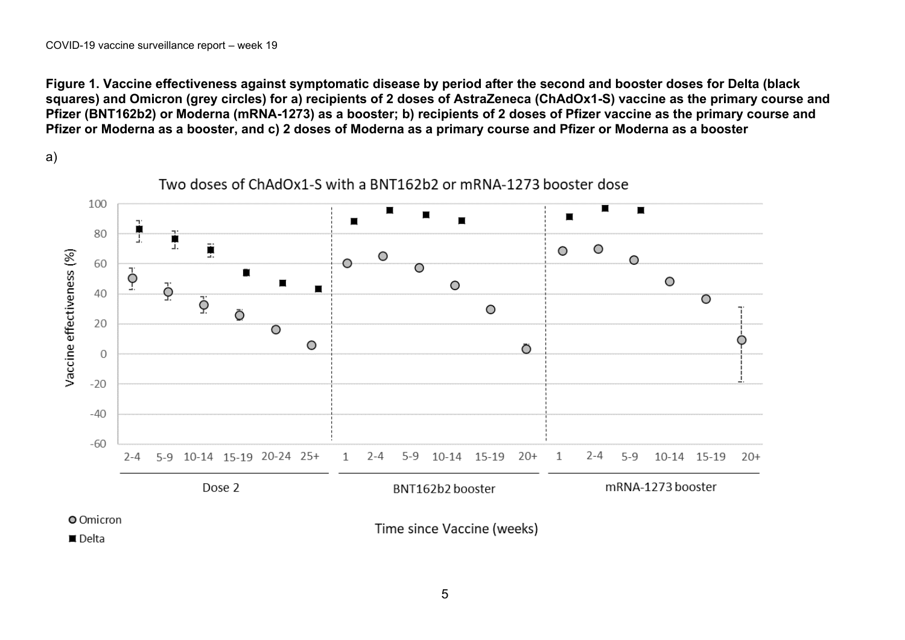**Figure 1. Vaccine effectiveness against symptomatic disease by period after the second and booster doses for Delta (black squares) and Omicron (grey circles) for a) recipients of 2 doses of AstraZeneca (ChAdOx1-S) vaccine as the primary course and Pfizer (BNT162b2) or Moderna (mRNA-1273) as a booster; b) recipients of 2 doses of Pfizer vaccine as the primary course and Pfizer or Moderna as a booster, and c) 2 doses of Moderna as a primary course and Pfizer or Moderna as a booster**

a)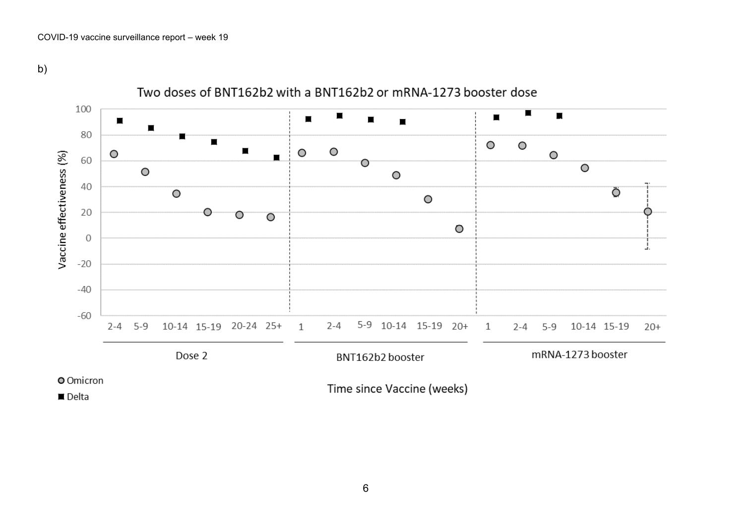b)

Two doses of BNT162b2 with a BNT162b2 or mRNA-1273 booster dose

Vaccine effectiveness (%)

| | Dose 2 | | | | | | BNT162b2 booster | | | | | | mRNA-1273 booster | | | | | |
|---|---|---|---|---|---|---|---|---|---|---|---|---|---|---|---|---|---|---|
| Time since Vaccine (weeks) | 2-4 | 5-9 | 10-14 | 15-19 | 20-24 | 25+ | 1 | 2-4 | 5-9 | 10-14 | 15-19 | 20+ | 1 | 2-4 | 5-9 | 10-14 | 15-19 | 20+ |

Omicron

Delta

Time since Vaccine (weeks)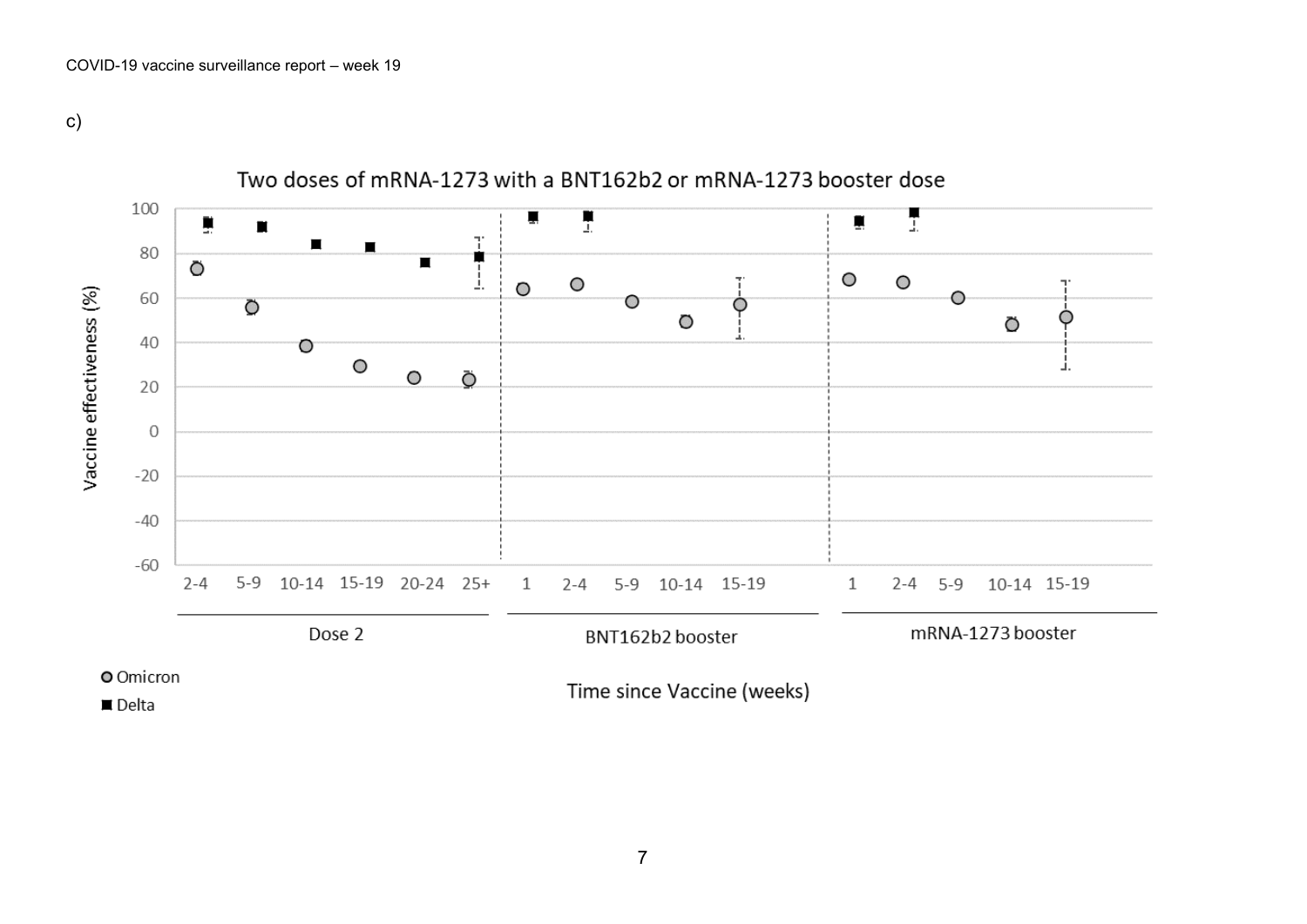c)

Two doses of mRNA-1273 with a BNT162b2 or mRNA-1273 booster dose

Vaccine effectiveness (%)

100
80
60
40
20
0
-20
-40
-60

2-4 5-9 10-14 15-19 20-24 25+ | 1 2-4 5-9 10-14 15-19 | 1 2-4 5-9 10-14 15-19

Dose 2 | BNT162b2 booster | mRNA-1273 booster

○ Omicron
■ Delta

Time since Vaccine (weeks)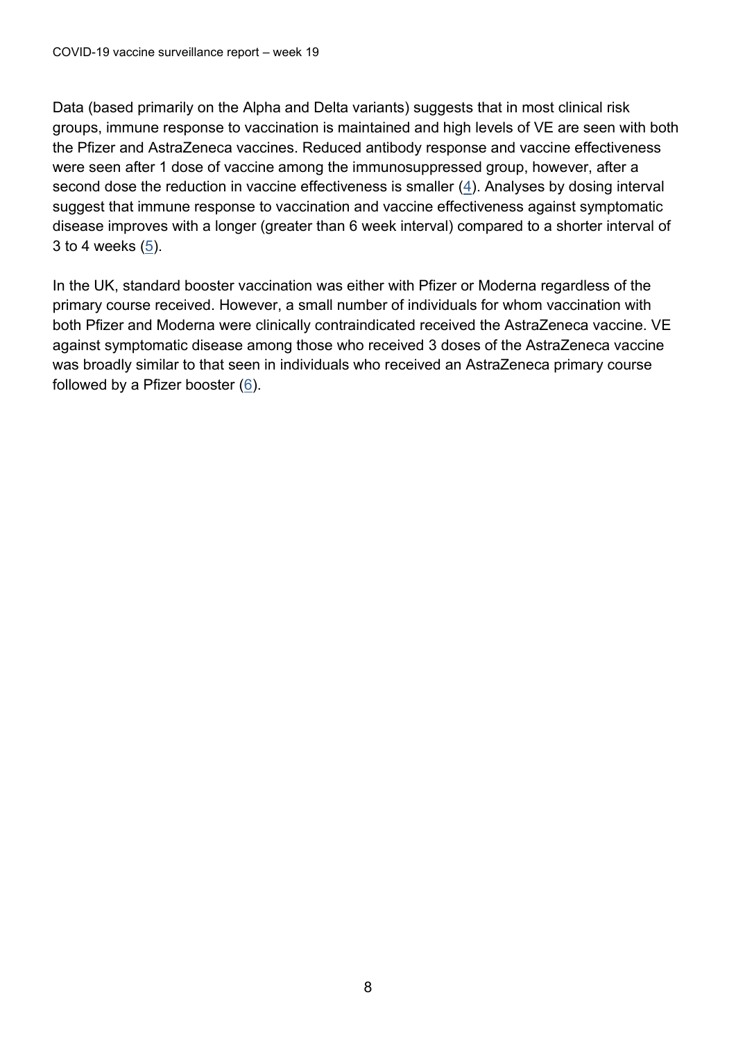Data (based primarily on the Alpha and Delta variants) suggests that in most clinical risk groups, immune response to vaccination is maintained and high levels of VE are seen with both the Pfizer and AstraZeneca vaccines. Reduced antibody response and vaccine effectiveness were seen after 1 dose of vaccine among the immunosuppressed group, however, after a second dose the reduction in vaccine effectiveness is smaller (4). Analyses by dosing interval suggest that immune response to vaccination and vaccine effectiveness against symptomatic disease improves with a longer (greater than 6 week interval) compared to a shorter interval of 3 to 4 weeks (5).

In the UK, standard booster vaccination was either with Pfizer or Moderna regardless of the primary course received. However, a small number of individuals for whom vaccination with both Pfizer and Moderna were clinically contraindicated received the AstraZeneca vaccine. VE against symptomatic disease among those who received 3 doses of the AstraZeneca vaccine was broadly similar to that seen in individuals who received an AstraZeneca primary course followed by a Pfizer booster (6).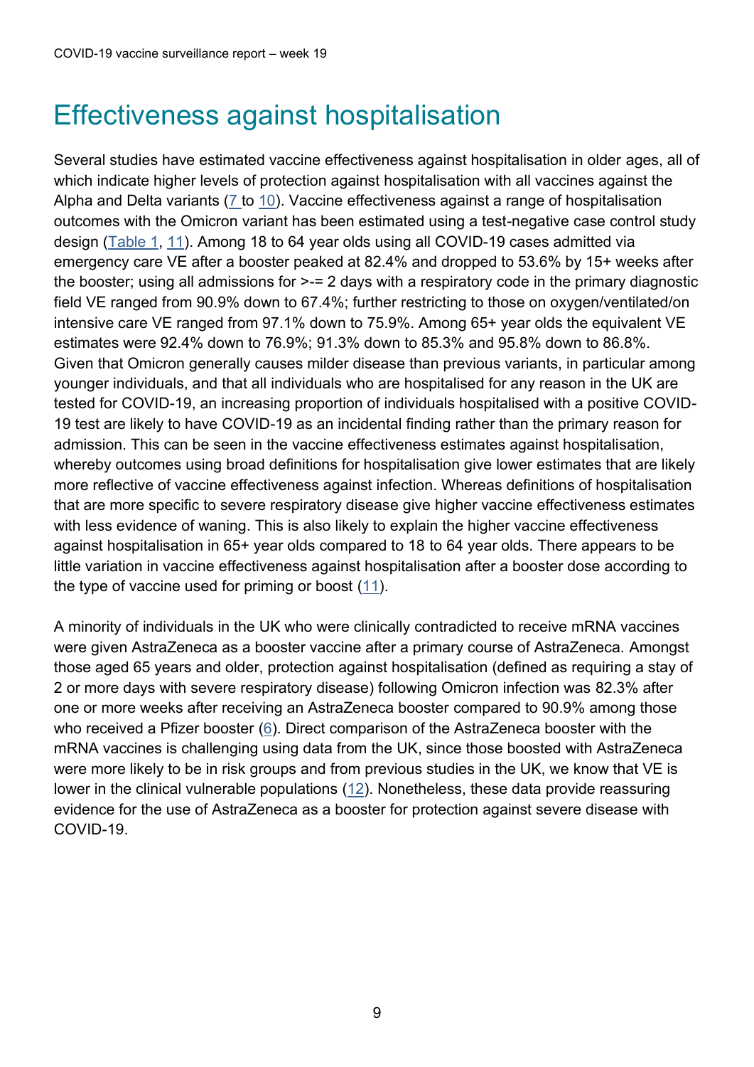# Effectiveness against hospitalisation

Several studies have estimated vaccine effectiveness against hospitalisation in older ages, all of which indicate higher levels of protection against hospitalisation with all vaccines against the Alpha and Delta variants (7 to 10). Vaccine effectiveness against a range of hospitalisation outcomes with the Omicron variant has been estimated using a test-negative case control study design (Table 1, 11). Among 18 to 64 year olds using all COVID-19 cases admitted via emergency care VE after a booster peaked at 82.4% and dropped to 53.6% by 15+ weeks after the booster; using all admissions for >-= 2 days with a respiratory code in the primary diagnostic field VE ranged from 90.9% down to 67.4%; further restricting to those on oxygen/ventilated/on intensive care VE ranged from 97.1% down to 75.9%. Among 65+ year olds the equivalent VE estimates were 92.4% down to 76.9%; 91.3% down to 85.3% and 95.8% down to 86.8%. Given that Omicron generally causes milder disease than previous variants, in particular among younger individuals, and that all individuals who are hospitalised for any reason in the UK are tested for COVID-19, an increasing proportion of individuals hospitalised with a positive COVID-19 test are likely to have COVID-19 as an incidental finding rather than the primary reason for admission. This can be seen in the vaccine effectiveness estimates against hospitalisation, whereby outcomes using broad definitions for hospitalisation give lower estimates that are likely more reflective of vaccine effectiveness against infection. Whereas definitions of hospitalisation that are more specific to severe respiratory disease give higher vaccine effectiveness estimates with less evidence of waning. This is also likely to explain the higher vaccine effectiveness against hospitalisation in 65+ year olds compared to 18 to 64 year olds. There appears to be little variation in vaccine effectiveness against hospitalisation after a booster dose according to the type of vaccine used for priming or boost (11).

A minority of individuals in the UK who were clinically contradicted to receive mRNA vaccines were given AstraZeneca as a booster vaccine after a primary course of AstraZeneca. Amongst those aged 65 years and older, protection against hospitalisation (defined as requiring a stay of 2 or more days with severe respiratory disease) following Omicron infection was 82.3% after one or more weeks after receiving an AstraZeneca booster compared to 90.9% among those who received a Pfizer booster (6). Direct comparison of the AstraZeneca booster with the mRNA vaccines is challenging using data from the UK, since those boosted with AstraZeneca were more likely to be in risk groups and from previous studies in the UK, we know that VE is lower in the clinical vulnerable populations (12). Nonetheless, these data provide reassuring evidence for the use of AstraZeneca as a booster for protection against severe disease with COVID-19.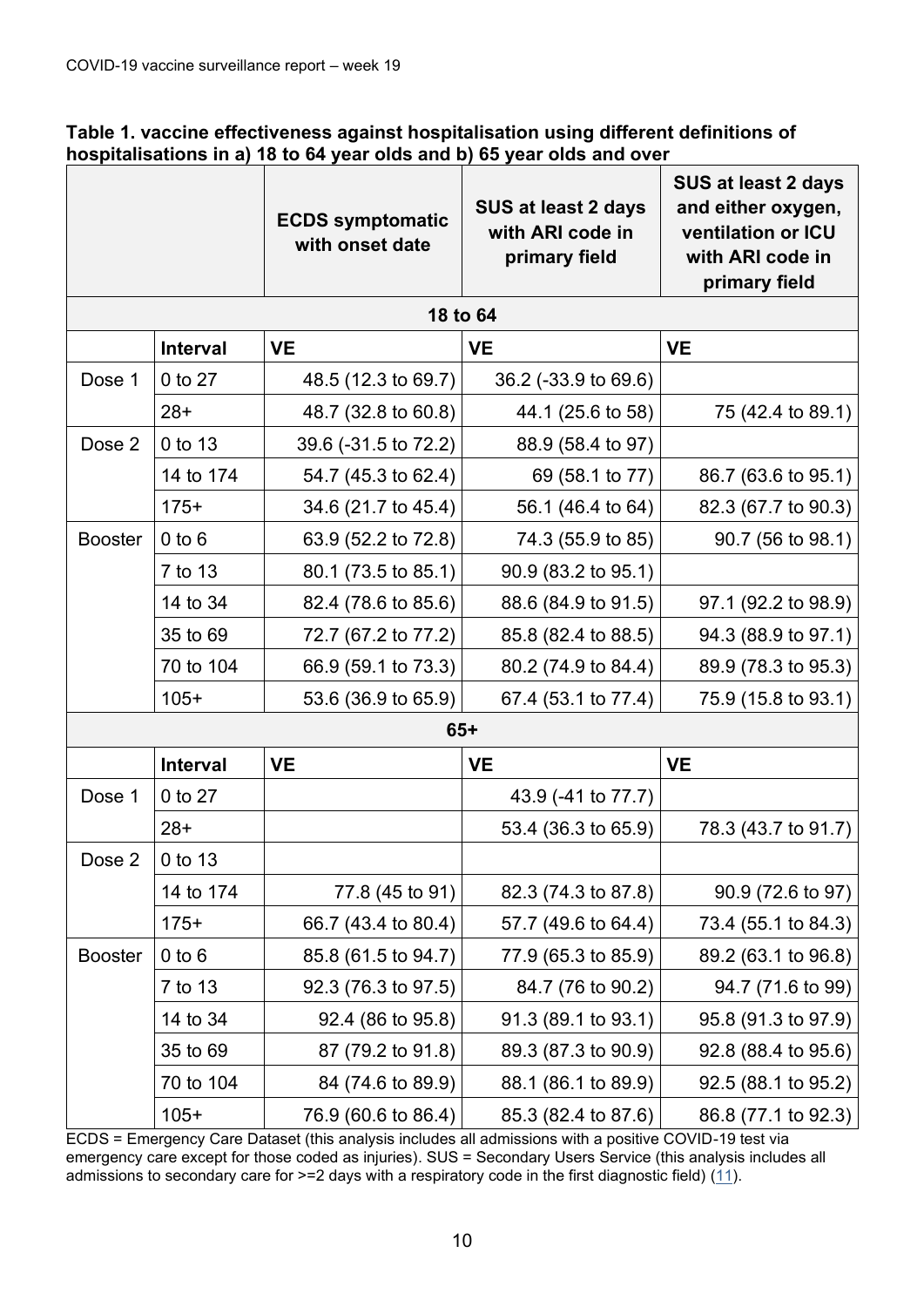**Table 1. vaccine effectiveness against hospitalisation using different definitions of hospitalisations in a) 18 to 64 year olds and b) 65 year olds and over**

| | | ECDS symptomatic with onset date | SUS at least 2 days with ARI code in primary field | SUS at least 2 days and either oxygen, ventilation or ICU with ARI code in primary field |
|---|---|---|---|---|
| **18 to 64** | | | | |
| | **Interval** | **VE** | **VE** | **VE** |
| Dose 1 | 0 to 27 | 48.5 (12.3 to 69.7) | 36.2 (-33.9 to 69.6) | |
| | 28+ | 48.7 (32.8 to 60.8) | 44.1 (25.6 to 58) | 75 (42.4 to 89.1) |
| Dose 2 | 0 to 13 | 39.6 (-31.5 to 72.2) | 88.9 (58.4 to 97) | |
| | 14 to 174 | 54.7 (45.3 to 62.4) | 69 (58.1 to 77) | 86.7 (63.6 to 95.1) |
| | 175+ | 34.6 (21.7 to 45.4) | 56.1 (46.4 to 64) | 82.3 (67.7 to 90.3) |
| Booster | 0 to 6 | 63.9 (52.2 to 72.8) | 74.3 (55.9 to 85) | 90.7 (56 to 98.1) |
| | 7 to 13 | 80.1 (73.5 to 85.1) | 90.9 (83.2 to 95.1) | |
| | 14 to 34 | 82.4 (78.6 to 85.6) | 88.6 (84.9 to 91.5) | 97.1 (92.2 to 98.9) |
| | 35 to 69 | 72.7 (67.2 to 77.2) | 85.8 (82.4 to 88.5) | 94.3 (88.9 to 97.1) |
| | 70 to 104 | 66.9 (59.1 to 73.3) | 80.2 (74.9 to 84.4) | 89.9 (78.3 to 95.3) |
| | 105+ | 53.6 (36.9 to 65.9) | 67.4 (53.1 to 77.4) | 75.9 (15.8 to 93.1) |
| **65+** | | | | |
| | **Interval** | **VE** | **VE** | **VE** |
| Dose 1 | 0 to 27 | | 43.9 (-41 to 77.7) | |
| | 28+ | | 53.4 (36.3 to 65.9) | 78.3 (43.7 to 91.7) |
| Dose 2 | 0 to 13 | | | |
| | 14 to 174 | 77.8 (45 to 91) | 82.3 (74.3 to 87.8) | 90.9 (72.6 to 97) |
| | 175+ | 66.7 (43.4 to 80.4) | 57.7 (49.6 to 64.4) | 73.4 (55.1 to 84.3) |
| Booster | 0 to 6 | 85.8 (61.5 to 94.7) | 77.9 (65.3 to 85.9) | 89.2 (63.1 to 96.8) |
| | 7 to 13 | 92.3 (76.3 to 97.5) | 84.7 (76 to 90.2) | 94.7 (71.6 to 99) |
| | 14 to 34 | 92.4 (86 to 95.8) | 91.3 (89.1 to 93.1) | 95.8 (91.3 to 97.9) |
| | 35 to 69 | 87 (79.2 to 91.8) | 89.3 (87.3 to 90.9) | 92.8 (88.4 to 95.6) |
| | 70 to 104 | 84 (74.6 to 89.9) | 88.1 (86.1 to 89.9) | 92.5 (88.1 to 95.2) |
| | 105+ | 76.9 (60.6 to 86.4) | 85.3 (82.4 to 87.6) | 86.8 (77.1 to 92.3) |

ECDS = Emergency Care Dataset (this analysis includes all admissions with a positive COVID-19 test via emergency care except for those coded as injuries). SUS = Secondary Users Service (this analysis includes all admissions to secondary care for >=2 days with a respiratory code in the first diagnostic field) (11).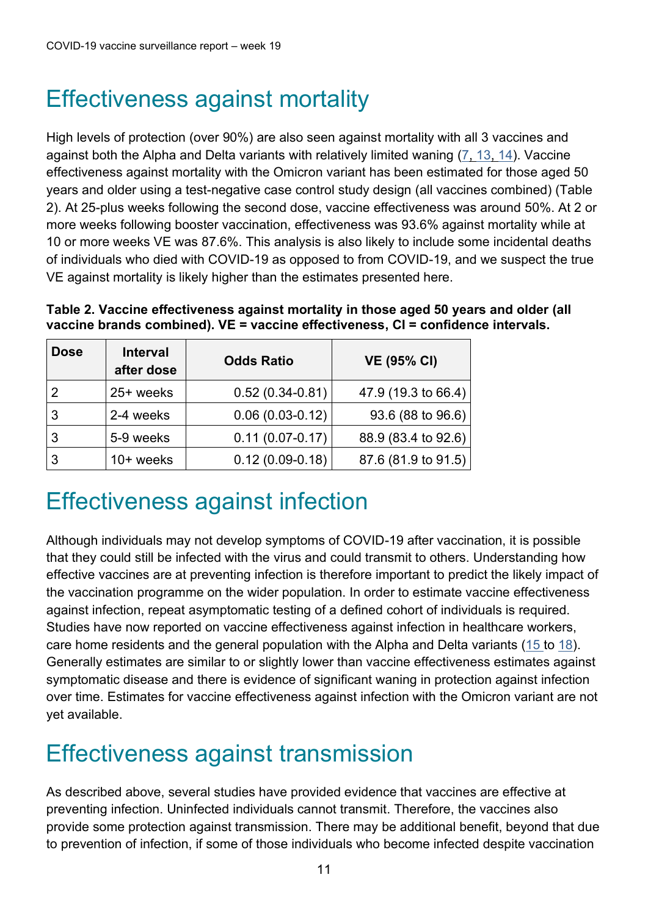# Effectiveness against mortality

High levels of protection (over 90%) are also seen against mortality with all 3 vaccines and against both the Alpha and Delta variants with relatively limited waning (7, 13, 14). Vaccine effectiveness against mortality with the Omicron variant has been estimated for those aged 50 years and older using a test-negative case control study design (all vaccines combined) (Table 2). At 25-plus weeks following the second dose, vaccine effectiveness was around 50%. At 2 or more weeks following booster vaccination, effectiveness was 93.6% against mortality while at 10 or more weeks VE was 87.6%. This analysis is also likely to include some incidental deaths of individuals who died with COVID-19 as opposed to from COVID-19, and we suspect the true VE against mortality is likely higher than the estimates presented here.

**Table 2. Vaccine effectiveness against mortality in those aged 50 years and older (all vaccine brands combined). VE = vaccine effectiveness, CI = confidence intervals.**

| Dose | Interval after dose | Odds Ratio | VE (95% CI) |
|---|---|---|---|
| 2 | 25+ weeks | 0.52 (0.34-0.81) | 47.9 (19.3 to 66.4) |
| 3 | 2-4 weeks | 0.06 (0.03-0.12) | 93.6 (88 to 96.6) |
| 3 | 5-9 weeks | 0.11 (0.07-0.17) | 88.9 (83.4 to 92.6) |
| 3 | 10+ weeks | 0.12 (0.09-0.18) | 87.6 (81.9 to 91.5) |

# Effectiveness against infection

Although individuals may not develop symptoms of COVID-19 after vaccination, it is possible that they could still be infected with the virus and could transmit to others. Understanding how effective vaccines are at preventing infection is therefore important to predict the likely impact of the vaccination programme on the wider population. In order to estimate vaccine effectiveness against infection, repeat asymptomatic testing of a defined cohort of individuals is required. Studies have now reported on vaccine effectiveness against infection in healthcare workers, care home residents and the general population with the Alpha and Delta variants (15 to 18). Generally estimates are similar to or slightly lower than vaccine effectiveness estimates against symptomatic disease and there is evidence of significant waning in protection against infection over time. Estimates for vaccine effectiveness against infection with the Omicron variant are not yet available.

# Effectiveness against transmission

As described above, several studies have provided evidence that vaccines are effective at preventing infection. Uninfected individuals cannot transmit. Therefore, the vaccines also provide some protection against transmission. There may be additional benefit, beyond that due to prevention of infection, if some of those individuals who become infected despite vaccination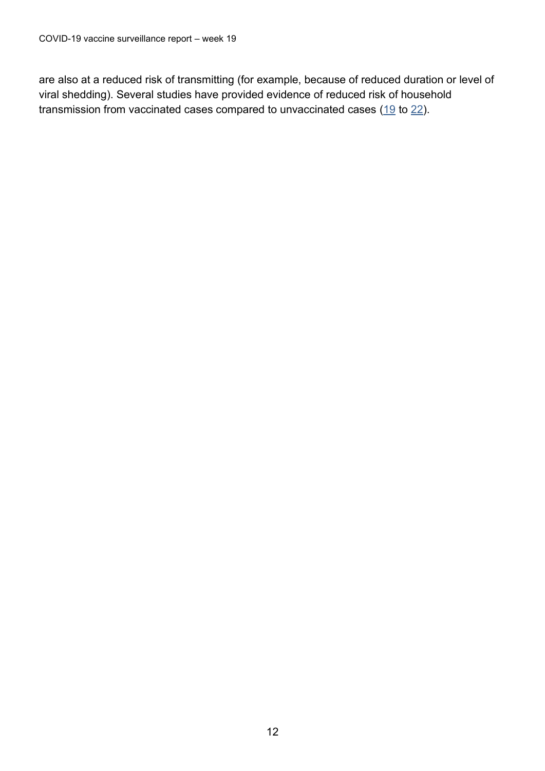are also at a reduced risk of transmitting (for example, because of reduced duration or level of viral shedding). Several studies have provided evidence of reduced risk of household transmission from vaccinated cases compared to unvaccinated cases (19 to 22).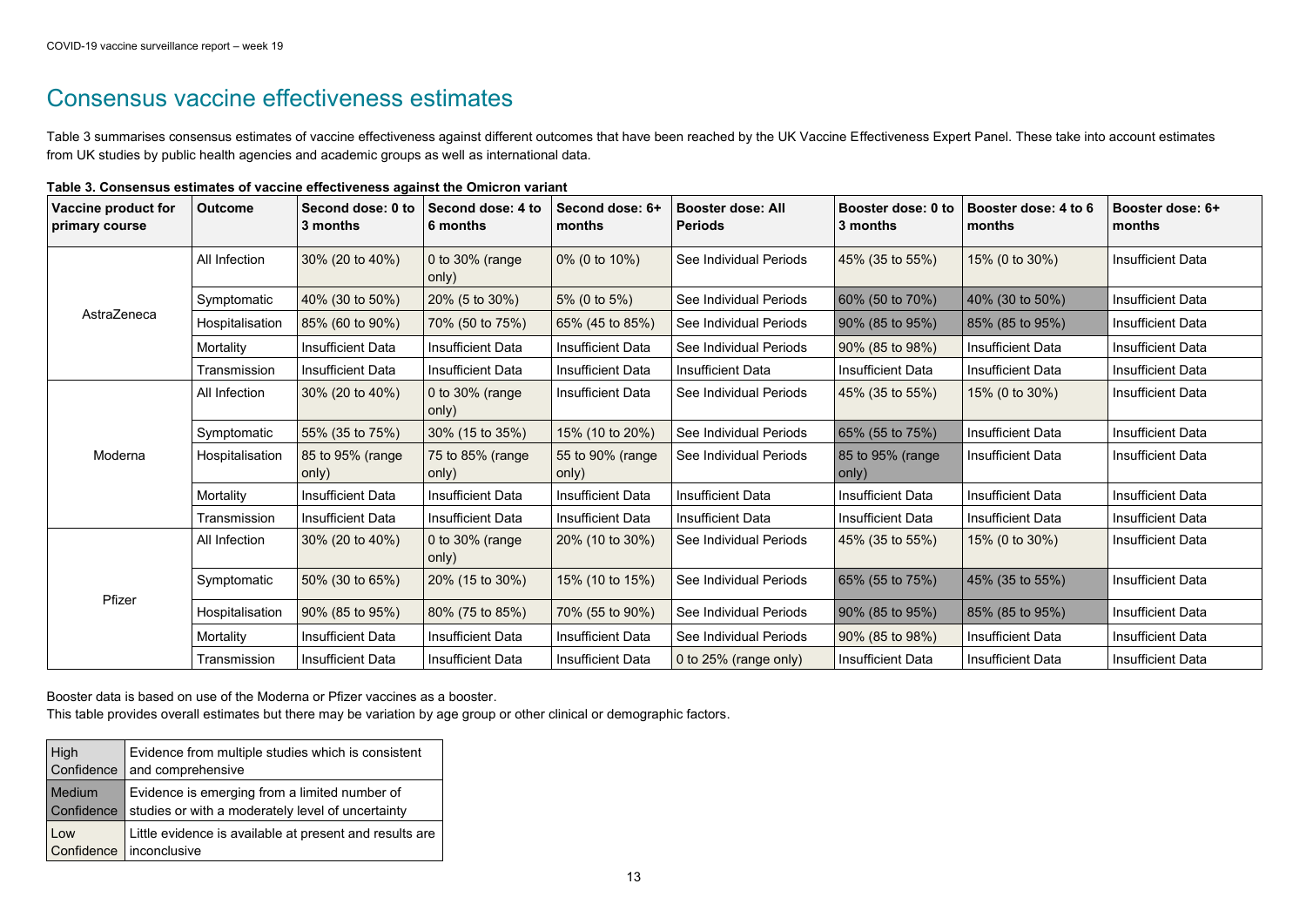# Consensus vaccine effectiveness estimates

Table 3 summarises consensus estimates of vaccine effectiveness against different outcomes that have been reached by the UK Vaccine Effectiveness Expert Panel. These take into account estimates from UK studies by public health agencies and academic groups as well as international data.

**Table 3. Consensus estimates of vaccine effectiveness against the Omicron variant**

| Vaccine product for primary course | Outcome | Second dose: 0 to 3 months | Second dose: 4 to 6 months | Second dose: 6+ months | Booster dose: All Periods | Booster dose: 0 to 3 months | Booster dose: 4 to 6 months | Booster dose: 6+ months |
|---|---|---|---|---|---|---|---|---|
| AstraZeneca | All Infection | 30% (20 to 40%) | 0 to 30% (range only) | 0% (0 to 10%) | See Individual Periods | 45% (35 to 55%) | 15% (0 to 30%) | Insufficient Data |
| | Symptomatic | 40% (30 to 50%) | 20% (5 to 30%) | 5% (0 to 5%) | See Individual Periods | 60% (50 to 70%) | 40% (30 to 50%) | Insufficient Data |
| | Hospitalisation | 85% (60 to 90%) | 70% (50 to 75%) | 65% (45 to 85%) | See Individual Periods | 90% (85 to 95%) | 85% (85 to 95%) | Insufficient Data |
| | Mortality | Insufficient Data | Insufficient Data | Insufficient Data | See Individual Periods | 90% (85 to 98%) | Insufficient Data | Insufficient Data |
| | Transmission | Insufficient Data | Insufficient Data | Insufficient Data | Insufficient Data | Insufficient Data | Insufficient Data | Insufficient Data |
| Moderna | All Infection | 30% (20 to 40%) | 0 to 30% (range only) | Insufficient Data | See Individual Periods | 45% (35 to 55%) | 15% (0 to 30%) | Insufficient Data |
| | Symptomatic | 55% (35 to 75%) | 30% (15 to 35%) | 15% (10 to 20%) | See Individual Periods | 65% (55 to 75%) | Insufficient Data | Insufficient Data |
| | Hospitalisation | 85 to 95% (range only) | 75 to 85% (range only) | 55 to 90% (range only) | See Individual Periods | 85 to 95% (range only) | Insufficient Data | Insufficient Data |
| | Mortality | Insufficient Data | Insufficient Data | Insufficient Data | Insufficient Data | Insufficient Data | Insufficient Data | Insufficient Data |
| | Transmission | Insufficient Data | Insufficient Data | Insufficient Data | Insufficient Data | Insufficient Data | Insufficient Data | Insufficient Data |
| Pfizer | All Infection | 30% (20 to 40%) | 0 to 30% (range only) | 20% (10 to 30%) | See Individual Periods | 45% (35 to 55%) | 15% (0 to 30%) | Insufficient Data |
| | Symptomatic | 50% (30 to 65%) | 20% (15 to 30%) | 15% (10 to 15%) | See Individual Periods | 65% (55 to 75%) | 45% (35 to 55%) | Insufficient Data |
| | Hospitalisation | 90% (85 to 95%) | 80% (75 to 85%) | 70% (55 to 90%) | See Individual Periods | 90% (85 to 95%) | 85% (85 to 95%) | Insufficient Data |
| | Mortality | Insufficient Data | Insufficient Data | Insufficient Data | See Individual Periods | 90% (85 to 98%) | Insufficient Data | Insufficient Data |
| | Transmission | Insufficient Data | Insufficient Data | Insufficient Data | 0 to 25% (range only) | Insufficient Data | Insufficient Data | Insufficient Data |

Booster data is based on use of the Moderna or Pfizer vaccines as a booster.

This table provides overall estimates but there may be variation by age group or other clinical or demographic factors.

| | |
|---|---|
| High Confidence | Evidence from multiple studies which is consistent and comprehensive |
| Medium Confidence | Evidence is emerging from a limited number of studies or with a moderately level of uncertainty |
| Low Confidence | Little evidence is available at present and results are inconclusive |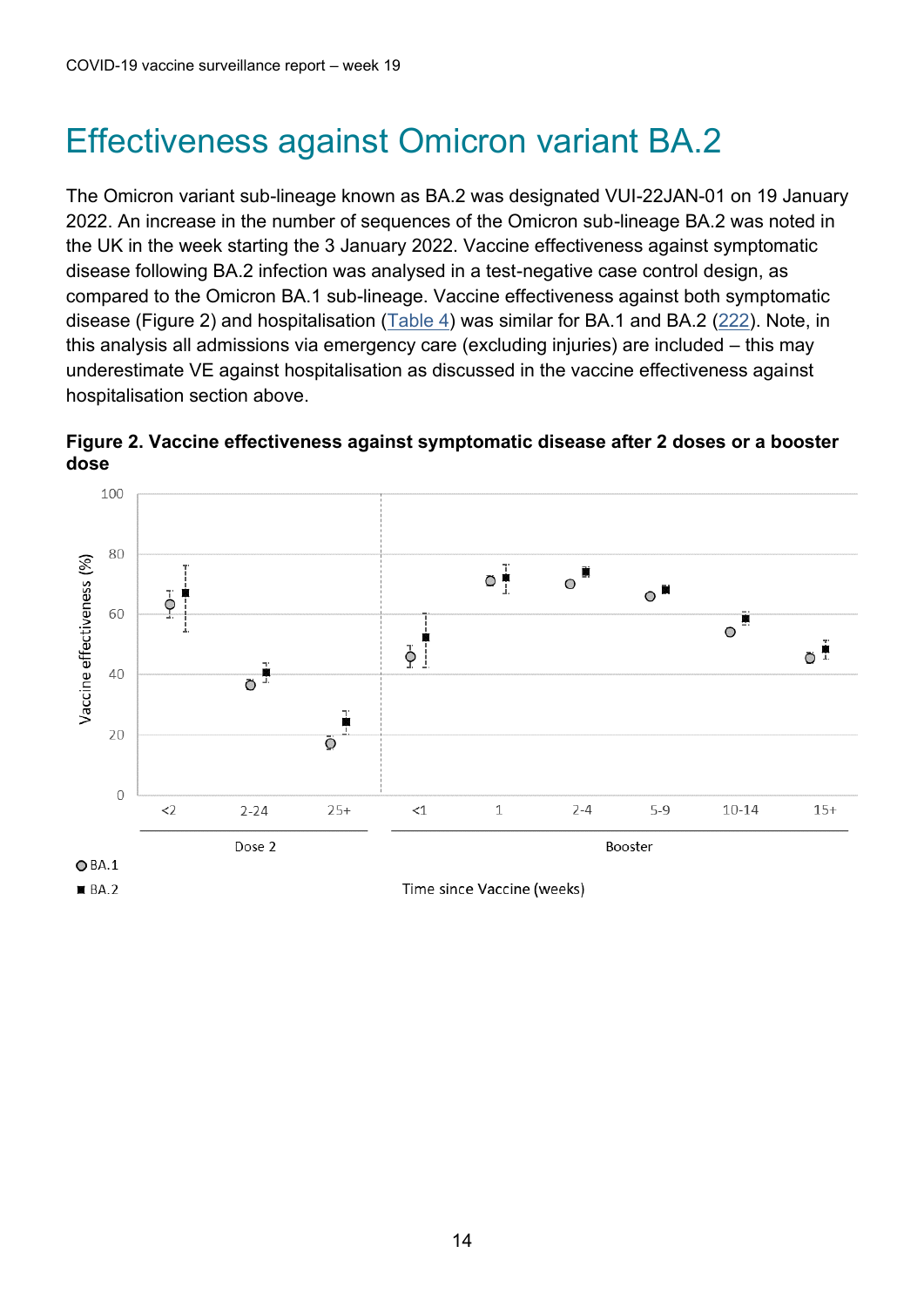# Effectiveness against Omicron variant BA.2

The Omicron variant sub-lineage known as BA.2 was designated VUI-22JAN-01 on 19 January 2022. An increase in the number of sequences of the Omicron sub-lineage BA.2 was noted in the UK in the week starting the 3 January 2022. Vaccine effectiveness against symptomatic disease following BA.2 infection was analysed in a test-negative case control design, as compared to the Omicron BA.1 sub-lineage. Vaccine effectiveness against both symptomatic disease (Figure 2) and hospitalisation (Table 4) was similar for BA.1 and BA.2 (222). Note, in this analysis all admissions via emergency care (excluding injuries) are included – this may underestimate VE against hospitalisation as discussed in the vaccine effectiveness against hospitalisation section above.

**Figure 2. Vaccine effectiveness against symptomatic disease after 2 doses or a booster dose**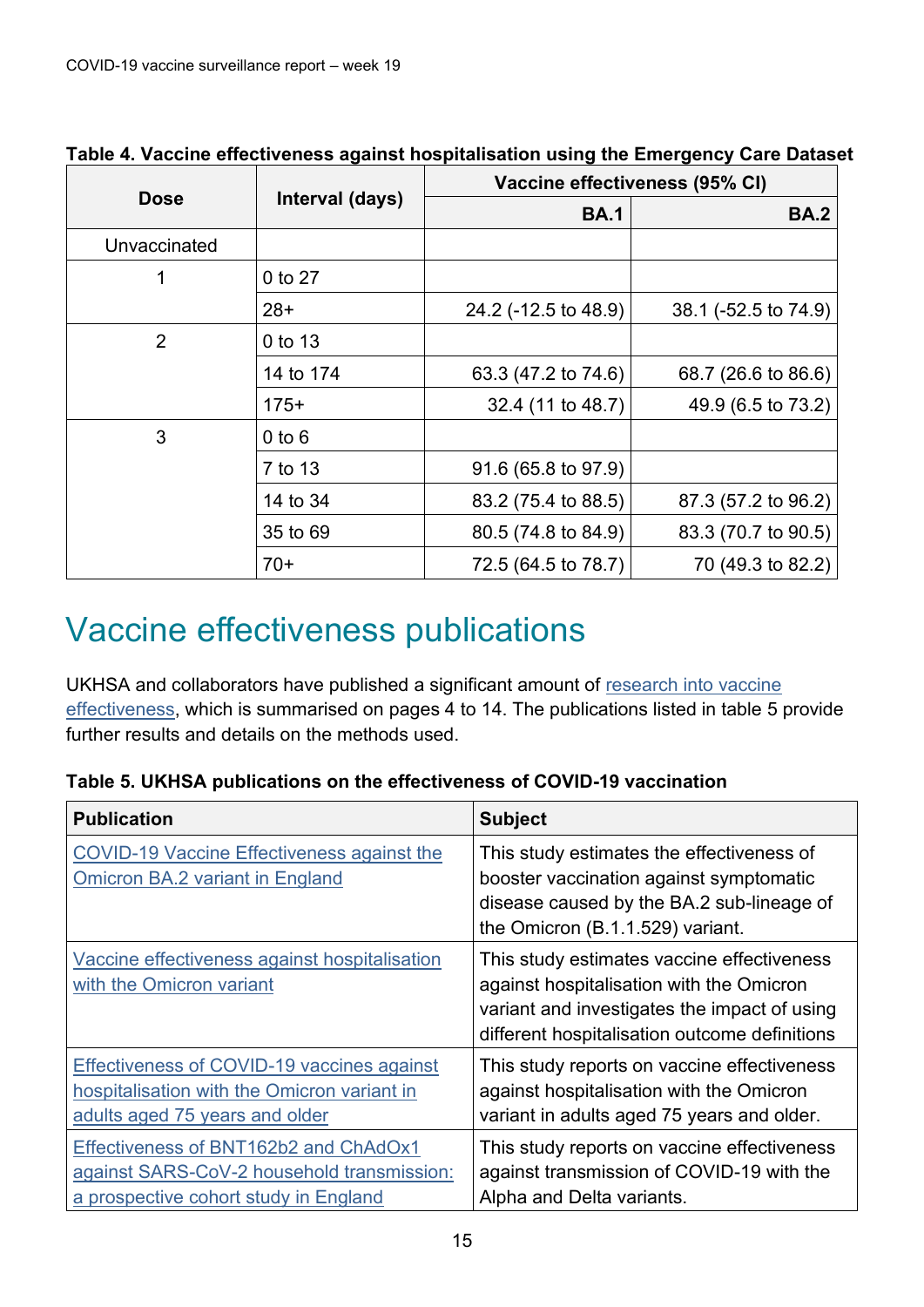**Table 4. Vaccine effectiveness against hospitalisation using the Emergency Care Dataset**

| Dose | Interval (days) | Vaccine effectiveness (95% CI) | |
|---|---|---|---|
| | | BA.1 | BA.2 |
| Unvaccinated | | | |
| 1 | 0 to 27 | | |
| | 28+ | 24.2 (-12.5 to 48.9) | 38.1 (-52.5 to 74.9) |
| 2 | 0 to 13 | | |
| | 14 to 174 | 63.3 (47.2 to 74.6) | 68.7 (26.6 to 86.6) |
| | 175+ | 32.4 (11 to 48.7) | 49.9 (6.5 to 73.2) |
| 3 | 0 to 6 | | |
| | 7 to 13 | 91.6 (65.8 to 97.9) | |
| | 14 to 34 | 83.2 (75.4 to 88.5) | 87.3 (57.2 to 96.2) |
| | 35 to 69 | 80.5 (74.8 to 84.9) | 83.3 (70.7 to 90.5) |
| | 70+ | 72.5 (64.5 to 78.7) | 70 (49.3 to 82.2) |

# Vaccine effectiveness publications

UKHSA and collaborators have published a significant amount of research into vaccine effectiveness, which is summarised on pages 4 to 14. The publications listed in table 5 provide further results and details on the methods used.

**Table 5. UKHSA publications on the effectiveness of COVID-19 vaccination**

| Publication | Subject |
|---|---|
| COVID-19 Vaccine Effectiveness against the Omicron BA.2 variant in England | This study estimates the effectiveness of booster vaccination against symptomatic disease caused by the BA.2 sub-lineage of the Omicron (B.1.1.529) variant. |
| Vaccine effectiveness against hospitalisation with the Omicron variant | This study estimates vaccine effectiveness against hospitalisation with the Omicron variant and investigates the impact of using different hospitalisation outcome definitions |
| Effectiveness of COVID-19 vaccines against hospitalisation with the Omicron variant in adults aged 75 years and older | This study reports on vaccine effectiveness against hospitalisation with the Omicron variant in adults aged 75 years and older. |
| Effectiveness of BNT162b2 and ChAdOx1 against SARS-CoV-2 household transmission: a prospective cohort study in England | This study reports on vaccine effectiveness against transmission of COVID-19 with the Alpha and Delta variants. |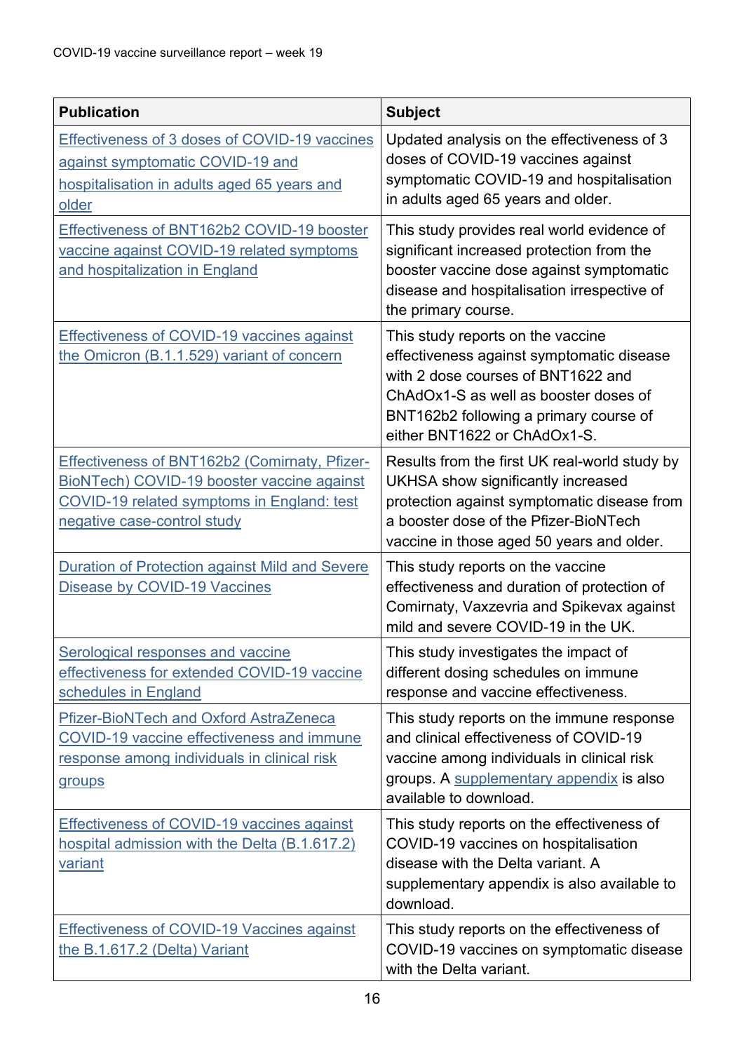| Publication | Subject |
| --- | --- |
| Effectiveness of 3 doses of COVID-19 vaccines against symptomatic COVID-19 and hospitalisation in adults aged 65 years and older | Updated analysis on the effectiveness of 3 doses of COVID-19 vaccines against symptomatic COVID-19 and hospitalisation in adults aged 65 years and older. |
| Effectiveness of BNT162b2 COVID-19 booster vaccine against COVID-19 related symptoms and hospitalization in England | This study provides real world evidence of significant increased protection from the booster vaccine dose against symptomatic disease and hospitalisation irrespective of the primary course. |
| Effectiveness of COVID-19 vaccines against the Omicron (B.1.1.529) variant of concern | This study reports on the vaccine effectiveness against symptomatic disease with 2 dose courses of BNT1622 and ChAdOx1-S as well as booster doses of BNT162b2 following a primary course of either BNT1622 or ChAdOx1-S. |
| Effectiveness of BNT162b2 (Comirnaty, Pfizer-BioNTech) COVID-19 booster vaccine against COVID-19 related symptoms in England: test negative case-control study | Results from the first UK real-world study by UKHSA show significantly increased protection against symptomatic disease from a booster dose of the Pfizer-BioNTech vaccine in those aged 50 years and older. |
| Duration of Protection against Mild and Severe Disease by COVID-19 Vaccines | This study reports on the vaccine effectiveness and duration of protection of Comirnaty, Vaxzevria and Spikevax against mild and severe COVID-19 in the UK. |
| Serological responses and vaccine effectiveness for extended COVID-19 vaccine schedules in England | This study investigates the impact of different dosing schedules on immune response and vaccine effectiveness. |
| Pfizer-BioNTech and Oxford AstraZeneca COVID-19 vaccine effectiveness and immune response among individuals in clinical risk groups | This study reports on the immune response and clinical effectiveness of COVID-19 vaccine among individuals in clinical risk groups. A supplementary appendix is also available to download. |
| Effectiveness of COVID-19 vaccines against hospital admission with the Delta (B.1.617.2) variant | This study reports on the effectiveness of COVID-19 vaccines on hospitalisation disease with the Delta variant. A supplementary appendix is also available to download. |
| Effectiveness of COVID-19 Vaccines against the B.1.617.2 (Delta) Variant | This study reports on the effectiveness of COVID-19 vaccines on symptomatic disease with the Delta variant. |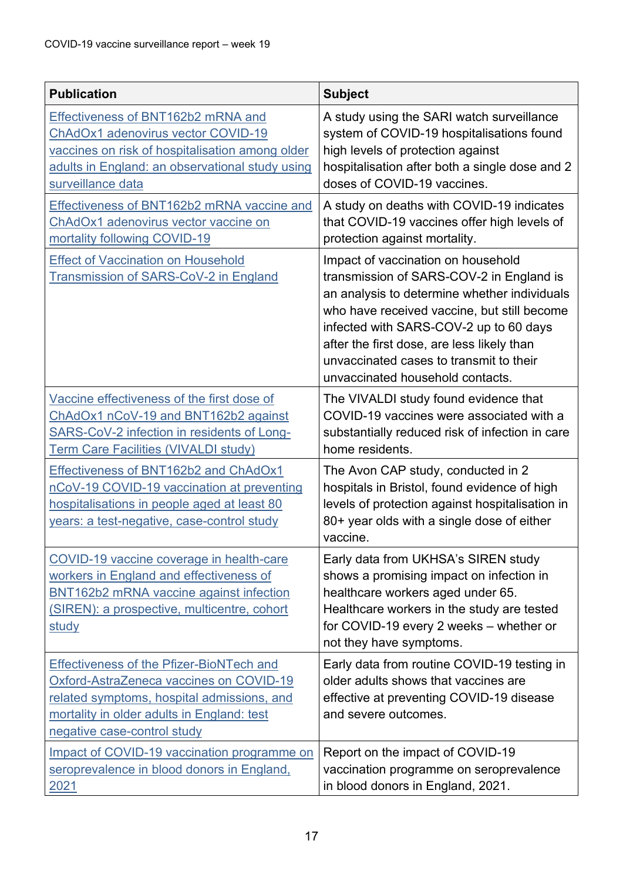| Publication | Subject |
| --- | --- |
| Effectiveness of BNT162b2 mRNA and ChAdOx1 adenovirus vector COVID-19 vaccines on risk of hospitalisation among older adults in England: an observational study using surveillance data | A study using the SARI watch surveillance system of COVID-19 hospitalisations found high levels of protection against hospitalisation after both a single dose and 2 doses of COVID-19 vaccines. |
| Effectiveness of BNT162b2 mRNA vaccine and ChAdOx1 adenovirus vector vaccine on mortality following COVID-19 | A study on deaths with COVID-19 indicates that COVID-19 vaccines offer high levels of protection against mortality. |
| Effect of Vaccination on Household Transmission of SARS-CoV-2 in England | Impact of vaccination on household transmission of SARS-COV-2 in England is an analysis to determine whether individuals who have received vaccine, but still become infected with SARS-COV-2 up to 60 days after the first dose, are less likely than unvaccinated cases to transmit to their unvaccinated household contacts. |
| Vaccine effectiveness of the first dose of ChAdOx1 nCoV-19 and BNT162b2 against SARS-CoV-2 infection in residents of Long-Term Care Facilities (VIVALDI study) | The VIVALDI study found evidence that COVID-19 vaccines were associated with a substantially reduced risk of infection in care home residents. |
| Effectiveness of BNT162b2 and ChAdOx1 nCoV-19 COVID-19 vaccination at preventing hospitalisations in people aged at least 80 years: a test-negative, case-control study | The Avon CAP study, conducted in 2 hospitals in Bristol, found evidence of high levels of protection against hospitalisation in 80+ year olds with a single dose of either vaccine. |
| COVID-19 vaccine coverage in health-care workers in England and effectiveness of BNT162b2 mRNA vaccine against infection (SIREN): a prospective, multicentre, cohort study | Early data from UKHSA's SIREN study shows a promising impact on infection in healthcare workers aged under 65. Healthcare workers in the study are tested for COVID-19 every 2 weeks – whether or not they have symptoms. |
| Effectiveness of the Pfizer-BioNTech and Oxford-AstraZeneca vaccines on COVID-19 related symptoms, hospital admissions, and mortality in older adults in England: test negative case-control study | Early data from routine COVID-19 testing in older adults shows that vaccines are effective at preventing COVID-19 disease and severe outcomes. |
| Impact of COVID-19 vaccination programme on seroprevalence in blood donors in England, 2021 | Report on the impact of COVID-19 vaccination programme on seroprevalence in blood donors in England, 2021. |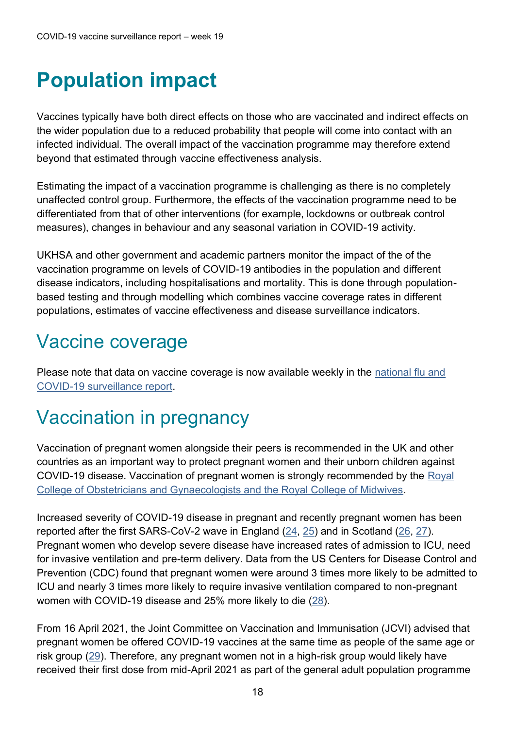# Population impact

Vaccines typically have both direct effects on those who are vaccinated and indirect effects on the wider population due to a reduced probability that people will come into contact with an infected individual. The overall impact of the vaccination programme may therefore extend beyond that estimated through vaccine effectiveness analysis.

Estimating the impact of a vaccination programme is challenging as there is no completely unaffected control group. Furthermore, the effects of the vaccination programme need to be differentiated from that of other interventions (for example, lockdowns or outbreak control measures), changes in behaviour and any seasonal variation in COVID-19 activity.

UKHSA and other government and academic partners monitor the impact of the of the vaccination programme on levels of COVID-19 antibodies in the population and different disease indicators, including hospitalisations and mortality. This is done through population-based testing and through modelling which combines vaccine coverage rates in different populations, estimates of vaccine effectiveness and disease surveillance indicators.

## Vaccine coverage

Please note that data on vaccine coverage is now available weekly in the national flu and COVID-19 surveillance report.

## Vaccination in pregnancy

Vaccination of pregnant women alongside their peers is recommended in the UK and other countries as an important way to protect pregnant women and their unborn children against COVID-19 disease. Vaccination of pregnant women is strongly recommended by the Royal College of Obstetricians and Gynaecologists and the Royal College of Midwives.

Increased severity of COVID-19 disease in pregnant and recently pregnant women has been reported after the first SARS-CoV-2 wave in England (24, 25) and in Scotland (26, 27). Pregnant women who develop severe disease have increased rates of admission to ICU, need for invasive ventilation and pre-term delivery. Data from the US Centers for Disease Control and Prevention (CDC) found that pregnant women were around 3 times more likely to be admitted to ICU and nearly 3 times more likely to require invasive ventilation compared to non-pregnant women with COVID-19 disease and 25% more likely to die (28).

From 16 April 2021, the Joint Committee on Vaccination and Immunisation (JCVI) advised that pregnant women be offered COVID-19 vaccines at the same time as people of the same age or risk group (29). Therefore, any pregnant women not in a high-risk group would likely have received their first dose from mid-April 2021 as part of the general adult population programme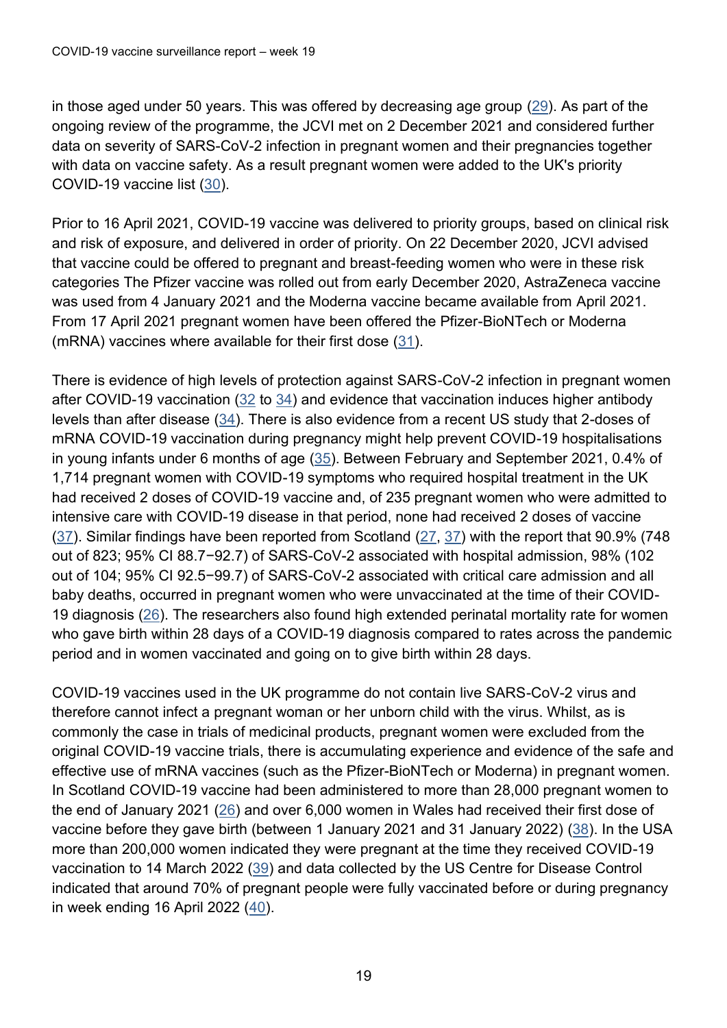in those aged under 50 years. This was offered by decreasing age group (29). As part of the ongoing review of the programme, the JCVI met on 2 December 2021 and considered further data on severity of SARS-CoV-2 infection in pregnant women and their pregnancies together with data on vaccine safety. As a result pregnant women were added to the UK's priority COVID-19 vaccine list (30).

Prior to 16 April 2021, COVID-19 vaccine was delivered to priority groups, based on clinical risk and risk of exposure, and delivered in order of priority. On 22 December 2020, JCVI advised that vaccine could be offered to pregnant and breast-feeding women who were in these risk categories The Pfizer vaccine was rolled out from early December 2020, AstraZeneca vaccine was used from 4 January 2021 and the Moderna vaccine became available from April 2021. From 17 April 2021 pregnant women have been offered the Pfizer-BioNTech or Moderna (mRNA) vaccines where available for their first dose (31).

There is evidence of high levels of protection against SARS-CoV-2 infection in pregnant women after COVID-19 vaccination (32 to 34) and evidence that vaccination induces higher antibody levels than after disease (34). There is also evidence from a recent US study that 2-doses of mRNA COVID-19 vaccination during pregnancy might help prevent COVID-19 hospitalisations in young infants under 6 months of age (35). Between February and September 2021, 0.4% of 1,714 pregnant women with COVID-19 symptoms who required hospital treatment in the UK had received 2 doses of COVID-19 vaccine and, of 235 pregnant women who were admitted to intensive care with COVID-19 disease in that period, none had received 2 doses of vaccine (37). Similar findings have been reported from Scotland (27, 37) with the report that 90.9% (748 out of 823; 95% CI 88.7−92.7) of SARS-CoV-2 associated with hospital admission, 98% (102 out of 104; 95% CI 92.5−99.7) of SARS-CoV-2 associated with critical care admission and all baby deaths, occurred in pregnant women who were unvaccinated at the time of their COVID-19 diagnosis (26). The researchers also found high extended perinatal mortality rate for women who gave birth within 28 days of a COVID-19 diagnosis compared to rates across the pandemic period and in women vaccinated and going on to give birth within 28 days.

COVID-19 vaccines used in the UK programme do not contain live SARS-CoV-2 virus and therefore cannot infect a pregnant woman or her unborn child with the virus. Whilst, as is commonly the case in trials of medicinal products, pregnant women were excluded from the original COVID-19 vaccine trials, there is accumulating experience and evidence of the safe and effective use of mRNA vaccines (such as the Pfizer-BioNTech or Moderna) in pregnant women. In Scotland COVID-19 vaccine had been administered to more than 28,000 pregnant women to the end of January 2021 (26) and over 6,000 women in Wales had received their first dose of vaccine before they gave birth (between 1 January 2021 and 31 January 2022) (38). In the USA more than 200,000 women indicated they were pregnant at the time they received COVID-19 vaccination to 14 March 2022 (39) and data collected by the US Centre for Disease Control indicated that around 70% of pregnant people were fully vaccinated before or during pregnancy in week ending 16 April 2022 (40).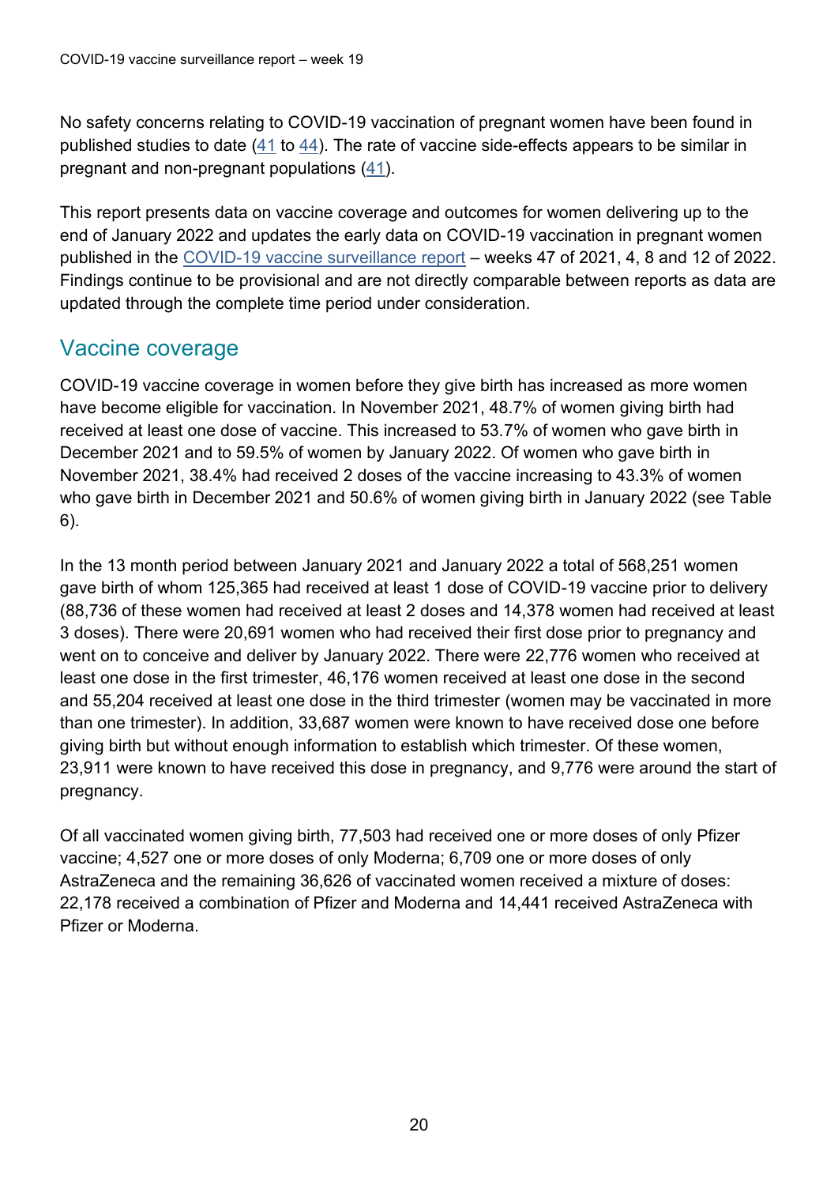No safety concerns relating to COVID-19 vaccination of pregnant women have been found in published studies to date (41 to 44). The rate of vaccine side-effects appears to be similar in pregnant and non-pregnant populations (41).

This report presents data on vaccine coverage and outcomes for women delivering up to the end of January 2022 and updates the early data on COVID-19 vaccination in pregnant women published in the COVID-19 vaccine surveillance report – weeks 47 of 2021, 4, 8 and 12 of 2022. Findings continue to be provisional and are not directly comparable between reports as data are updated through the complete time period under consideration.

## Vaccine coverage

COVID-19 vaccine coverage in women before they give birth has increased as more women have become eligible for vaccination. In November 2021, 48.7% of women giving birth had received at least one dose of vaccine. This increased to 53.7% of women who gave birth in December 2021 and to 59.5% of women by January 2022. Of women who gave birth in November 2021, 38.4% had received 2 doses of the vaccine increasing to 43.3% of women who gave birth in December 2021 and 50.6% of women giving birth in January 2022 (see Table 6).

In the 13 month period between January 2021 and January 2022 a total of 568,251 women gave birth of whom 125,365 had received at least 1 dose of COVID-19 vaccine prior to delivery (88,736 of these women had received at least 2 doses and 14,378 women had received at least 3 doses). There were 20,691 women who had received their first dose prior to pregnancy and went on to conceive and deliver by January 2022. There were 22,776 women who received at least one dose in the first trimester, 46,176 women received at least one dose in the second and 55,204 received at least one dose in the third trimester (women may be vaccinated in more than one trimester). In addition, 33,687 women were known to have received dose one before giving birth but without enough information to establish which trimester. Of these women, 23,911 were known to have received this dose in pregnancy, and 9,776 were around the start of pregnancy.

Of all vaccinated women giving birth, 77,503 had received one or more doses of only Pfizer vaccine; 4,527 one or more doses of only Moderna; 6,709 one or more doses of only AstraZeneca and the remaining 36,626 of vaccinated women received a mixture of doses: 22,178 received a combination of Pfizer and Moderna and 14,441 received AstraZeneca with Pfizer or Moderna.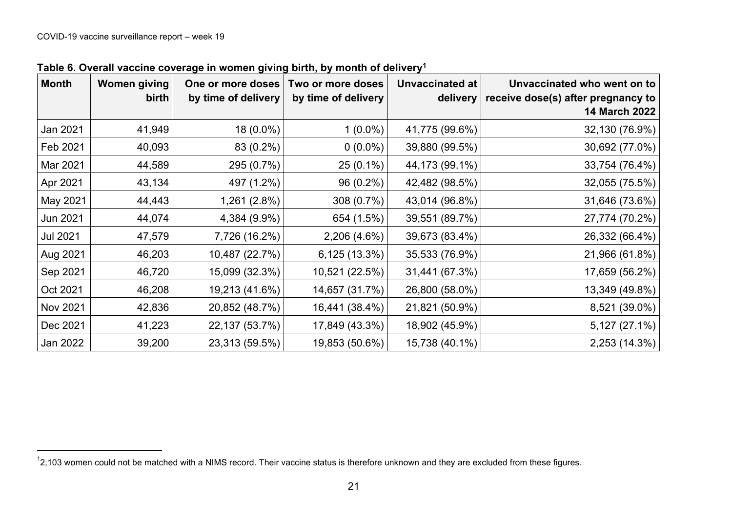**Table 6. Overall vaccine coverage in women giving birth, by month of delivery[1]**

| Month | Women giving birth | One or more doses by time of delivery | Two or more doses by time of delivery | Unvaccinated at delivery | Unvaccinated who went on to receive dose(s) after pregnancy to 14 March 2022 |
|---|---|---|---|---|---|
| Jan 2021 | 41,949 | 18 (0.0%) | 1 (0.0%) | 41,775 (99.6%) | 32,130 (76.9%) |
| Feb 2021 | 40,093 | 83 (0.2%) | 0 (0.0%) | 39,880 (99.5%) | 30,692 (77.0%) |
| Mar 2021 | 44,589 | 295 (0.7%) | 25 (0.1%) | 44,173 (99.1%) | 33,754 (76.4%) |
| Apr 2021 | 43,134 | 497 (1.2%) | 96 (0.2%) | 42,482 (98.5%) | 32,055 (75.5%) |
| May 2021 | 44,443 | 1,261 (2.8%) | 308 (0.7%) | 43,014 (96.8%) | 31,646 (73.6%) |
| Jun 2021 | 44,074 | 4,384 (9.9%) | 654 (1.5%) | 39,551 (89.7%) | 27,774 (70.2%) |
| Jul 2021 | 47,579 | 7,726 (16.2%) | 2,206 (4.6%) | 39,673 (83.4%) | 26,332 (66.4%) |
| Aug 2021 | 46,203 | 10,487 (22.7%) | 6,125 (13.3%) | 35,533 (76.9%) | 21,966 (61.8%) |
| Sep 2021 | 46,720 | 15,099 (32.3%) | 10,521 (22.5%) | 31,441 (67.3%) | 17,659 (56.2%) |
| Oct 2021 | 46,208 | 19,213 (41.6%) | 14,657 (31.7%) | 26,800 (58.0%) | 13,349 (49.8%) |
| Nov 2021 | 42,836 | 20,852 (48.7%) | 16,441 (38.4%) | 21,821 (50.9%) | 8,521 (39.0%) |
| Dec 2021 | 41,223 | 22,137 (53.7%) | 17,849 (43.3%) | 18,902 (45.9%) | 5,127 (27.1%) |
| Jan 2022 | 39,200 | 23,313 (59.5%) | 19,853 (50.6%) | 15,738 (40.1%) | 2,253 (14.3%) |

[1] 2,103 women could not be matched with a NIMS record. Their vaccine status is therefore unknown and they are excluded from these figures.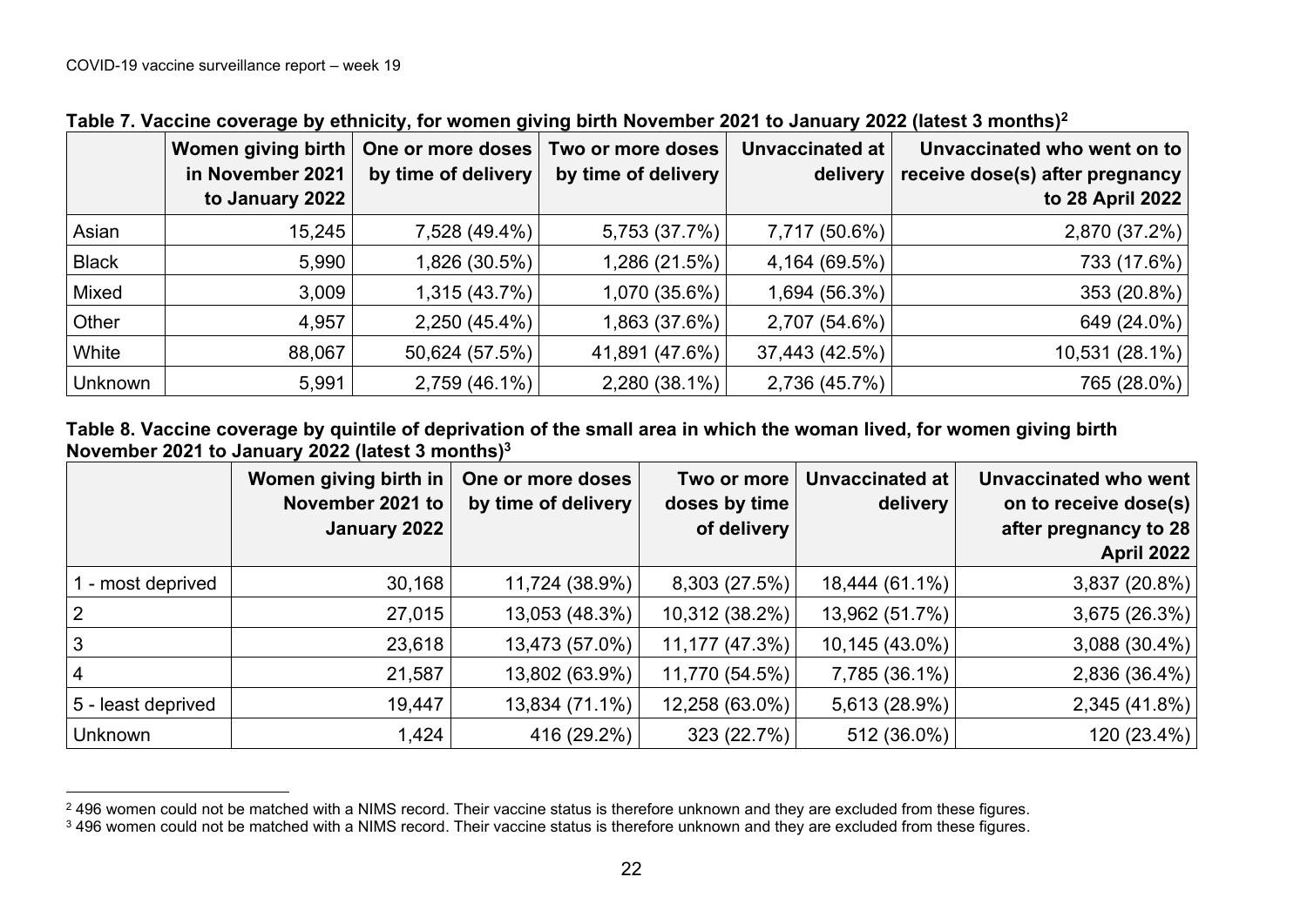**Table 7. Vaccine coverage by ethnicity, for women giving birth November 2021 to January 2022 (latest 3 months)[2]**

| | Women giving birth in November 2021 to January 2022 | One or more doses by time of delivery | Two or more doses by time of delivery | Unvaccinated at delivery | Unvaccinated who went on to receive dose(s) after pregnancy to 28 April 2022 |
|---|---|---|---|---|---|
| Asian | 15,245 | 7,528 (49.4%) | 5,753 (37.7%) | 7,717 (50.6%) | 2,870 (37.2%) |
| Black | 5,990 | 1,826 (30.5%) | 1,286 (21.5%) | 4,164 (69.5%) | 733 (17.6%) |
| Mixed | 3,009 | 1,315 (43.7%) | 1,070 (35.6%) | 1,694 (56.3%) | 353 (20.8%) |
| Other | 4,957 | 2,250 (45.4%) | 1,863 (37.6%) | 2,707 (54.6%) | 649 (24.0%) |
| White | 88,067 | 50,624 (57.5%) | 41,891 (47.6%) | 37,443 (42.5%) | 10,531 (28.1%) |
| Unknown | 5,991 | 2,759 (46.1%) | 2,280 (38.1%) | 2,736 (45.7%) | 765 (28.0%) |

**Table 8. Vaccine coverage by quintile of deprivation of the small area in which the woman lived, for women giving birth November 2021 to January 2022 (latest 3 months)[3]**

| | Women giving birth in November 2021 to January 2022 | One or more doses by time of delivery | Two or more doses by time of delivery | Unvaccinated at delivery | Unvaccinated who went on to receive dose(s) after pregnancy to 28 April 2022 |
|---|---|---|---|---|---|
| 1 - most deprived | 30,168 | 11,724 (38.9%) | 8,303 (27.5%) | 18,444 (61.1%) | 3,837 (20.8%) |
| 2 | 27,015 | 13,053 (48.3%) | 10,312 (38.2%) | 13,962 (51.7%) | 3,675 (26.3%) |
| 3 | 23,618 | 13,473 (57.0%) | 11,177 (47.3%) | 10,145 (43.0%) | 3,088 (30.4%) |
| 4 | 21,587 | 13,802 (63.9%) | 11,770 (54.5%) | 7,785 (36.1%) | 2,836 (36.4%) |
| 5 - least deprived | 19,447 | 13,834 (71.1%) | 12,258 (63.0%) | 5,613 (28.9%) | 2,345 (41.8%) |
| Unknown | 1,424 | 416 (29.2%) | 323 (22.7%) | 512 (36.0%) | 120 (23.4%) |

[2] 496 women could not be matched with a NIMS record. Their vaccine status is therefore unknown and they are excluded from these figures.

[3] 496 women could not be matched with a NIMS record. Their vaccine status is therefore unknown and they are excluded from these figures.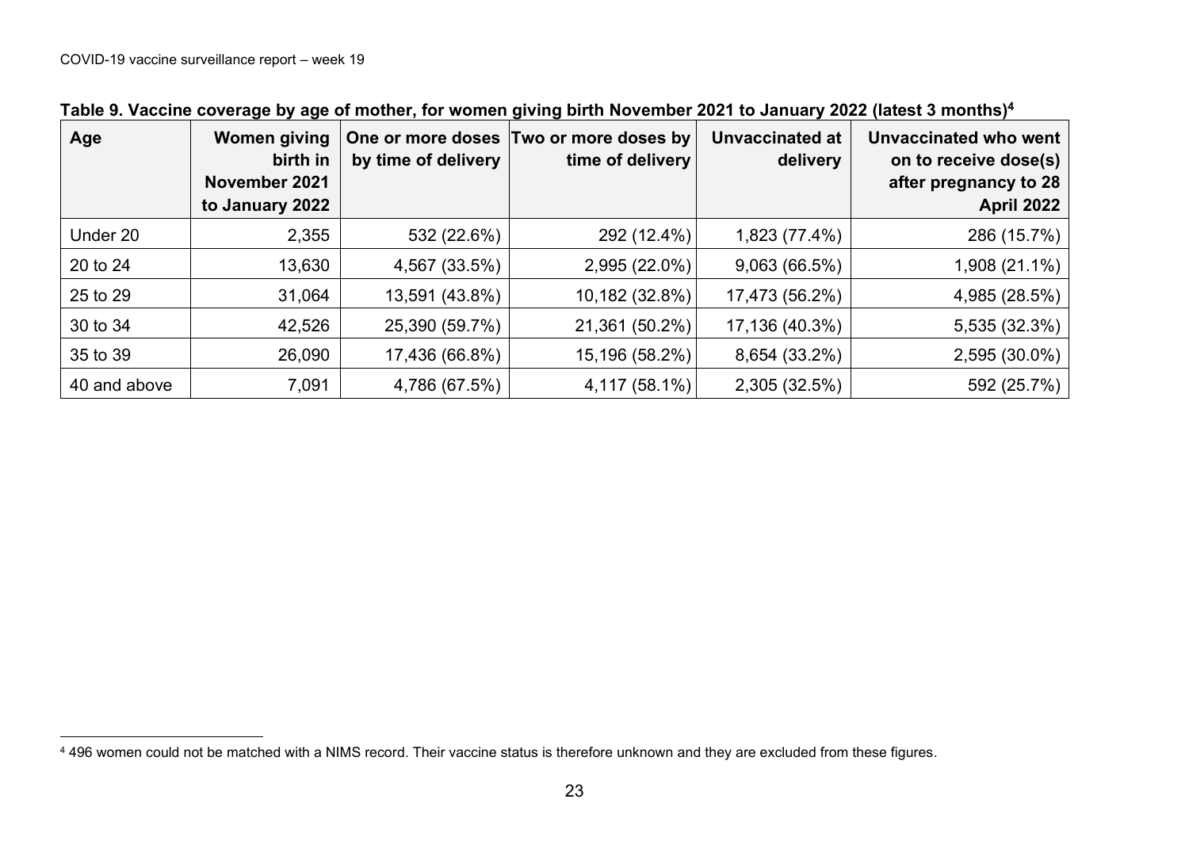**Table 9. Vaccine coverage by age of mother, for women giving birth November 2021 to January 2022 (latest 3 months)[4]**

| Age | Women giving birth in November 2021 to January 2022 | One or more doses by time of delivery | Two or more doses by time of delivery | Unvaccinated at delivery | Unvaccinated who went on to receive dose(s) after pregnancy to 28 April 2022 |
|---|---|---|---|---|---|
| Under 20 | 2,355 | 532 (22.6%) | 292 (12.4%) | 1,823 (77.4%) | 286 (15.7%) |
| 20 to 24 | 13,630 | 4,567 (33.5%) | 2,995 (22.0%) | 9,063 (66.5%) | 1,908 (21.1%) |
| 25 to 29 | 31,064 | 13,591 (43.8%) | 10,182 (32.8%) | 17,473 (56.2%) | 4,985 (28.5%) |
| 30 to 34 | 42,526 | 25,390 (59.7%) | 21,361 (50.2%) | 17,136 (40.3%) | 5,535 (32.3%) |
| 35 to 39 | 26,090 | 17,436 (66.8%) | 15,196 (58.2%) | 8,654 (33.2%) | 2,595 (30.0%) |
| 40 and above | 7,091 | 4,786 (67.5%) | 4,117 (58.1%) | 2,305 (32.5%) | 592 (25.7%) |

[4] 496 women could not be matched with a NIMS record. Their vaccine status is therefore unknown and they are excluded from these figures.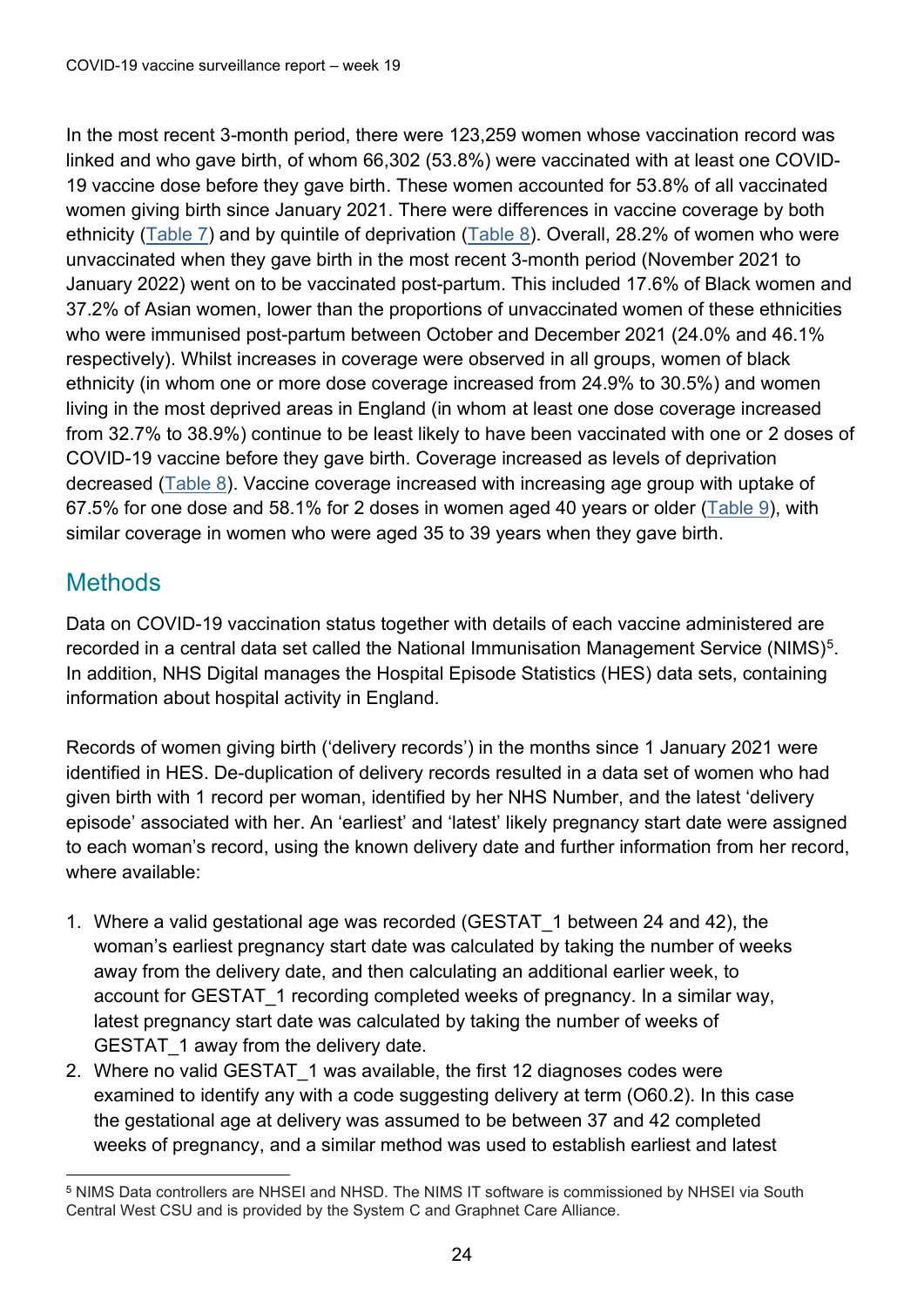In the most recent 3-month period, there were 123,259 women whose vaccination record was linked and who gave birth, of whom 66,302 (53.8%) were vaccinated with at least one COVID-19 vaccine dose before they gave birth. These women accounted for 53.8% of all vaccinated women giving birth since January 2021. There were differences in vaccine coverage by both ethnicity (Table 7) and by quintile of deprivation (Table 8). Overall, 28.2% of women who were unvaccinated when they gave birth in the most recent 3-month period (November 2021 to January 2022) went on to be vaccinated post-partum. This included 17.6% of Black women and 37.2% of Asian women, lower than the proportions of unvaccinated women of these ethnicities who were immunised post-partum between October and December 2021 (24.0% and 46.1% respectively). Whilst increases in coverage were observed in all groups, women of black ethnicity (in whom one or more dose coverage increased from 24.9% to 30.5%) and women living in the most deprived areas in England (in whom at least one dose coverage increased from 32.7% to 38.9%) continue to be least likely to have been vaccinated with one or 2 doses of COVID-19 vaccine before they gave birth. Coverage increased as levels of deprivation decreased (Table 8). Vaccine coverage increased with increasing age group with uptake of 67.5% for one dose and 58.1% for 2 doses in women aged 40 years or older (Table 9), with similar coverage in women who were aged 35 to 39 years when they gave birth.

## Methods

Data on COVID-19 vaccination status together with details of each vaccine administered are recorded in a central data set called the National Immunisation Management Service (NIMS)[5]. In addition, NHS Digital manages the Hospital Episode Statistics (HES) data sets, containing information about hospital activity in England.

Records of women giving birth ('delivery records') in the months since 1 January 2021 were identified in HES. De-duplication of delivery records resulted in a data set of women who had given birth with 1 record per woman, identified by her NHS Number, and the latest 'delivery episode' associated with her. An 'earliest' and 'latest' likely pregnancy start date were assigned to each woman's record, using the known delivery date and further information from her record, where available:

1. Where a valid gestational age was recorded (GESTAT_1 between 24 and 42), the woman's earliest pregnancy start date was calculated by taking the number of weeks away from the delivery date, and then calculating an additional earlier week, to account for GESTAT_1 recording completed weeks of pregnancy. In a similar way, latest pregnancy start date was calculated by taking the number of weeks of GESTAT_1 away from the delivery date.
2. Where no valid GESTAT_1 was available, the first 12 diagnoses codes were examined to identify any with a code suggesting delivery at term (O60.2). In this case the gestational age at delivery was assumed to be between 37 and 42 completed weeks of pregnancy, and a similar method was used to establish earliest and latest

[5] NIMS Data controllers are NHSEI and NHSD. The NIMS IT software is commissioned by NHSEI via South Central West CSU and is provided by the System C and Graphnet Care Alliance.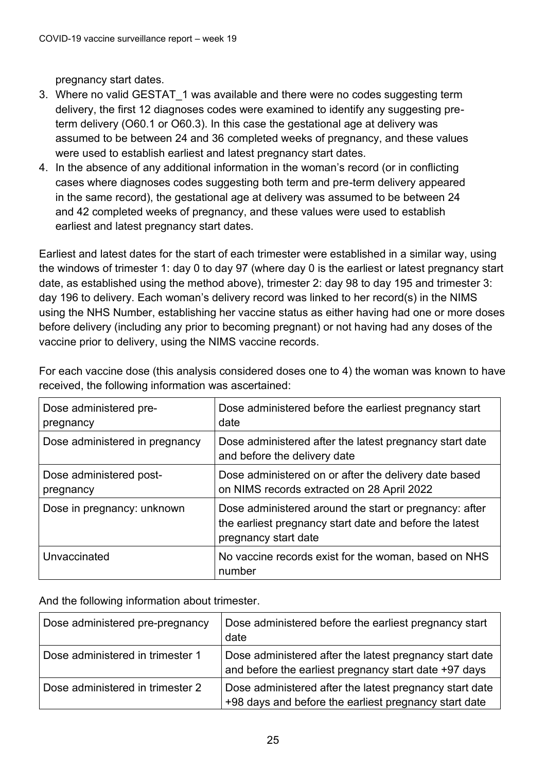pregnancy start dates.

3. Where no valid GESTAT_1 was available and there were no codes suggesting term delivery, the first 12 diagnoses codes were examined to identify any suggesting pre-term delivery (O60.1 or O60.3). In this case the gestational age at delivery was assumed to be between 24 and 36 completed weeks of pregnancy, and these values were used to establish earliest and latest pregnancy start dates.
4. In the absence of any additional information in the woman's record (or in conflicting cases where diagnoses codes suggesting both term and pre-term delivery appeared in the same record), the gestational age at delivery was assumed to be between 24 and 42 completed weeks of pregnancy, and these values were used to establish earliest and latest pregnancy start dates.

Earliest and latest dates for the start of each trimester were established in a similar way, using the windows of trimester 1: day 0 to day 97 (where day 0 is the earliest or latest pregnancy start date, as established using the method above), trimester 2: day 98 to day 195 and trimester 3: day 196 to delivery. Each woman's delivery record was linked to her record(s) in the NIMS using the NHS Number, establishing her vaccine status as either having had one or more doses before delivery (including any prior to becoming pregnant) or not having had any doses of the vaccine prior to delivery, using the NIMS vaccine records.

For each vaccine dose (this analysis considered doses one to 4) the woman was known to have received, the following information was ascertained:

| | |
|---|---|
| Dose administered pre-pregnancy | Dose administered before the earliest pregnancy start date |
| Dose administered in pregnancy | Dose administered after the latest pregnancy start date and before the delivery date |
| Dose administered post-pregnancy | Dose administered on or after the delivery date based on NIMS records extracted on 28 April 2022 |
| Dose in pregnancy: unknown | Dose administered around the start or pregnancy: after the earliest pregnancy start date and before the latest pregnancy start date |
| Unvaccinated | No vaccine records exist for the woman, based on NHS number |

And the following information about trimester.

| | |
|---|---|
| Dose administered pre-pregnancy | Dose administered before the earliest pregnancy start date |
| Dose administered in trimester 1 | Dose administered after the latest pregnancy start date and before the earliest pregnancy start date +97 days |
| Dose administered in trimester 2 | Dose administered after the latest pregnancy start date +98 days and before the earliest pregnancy start date |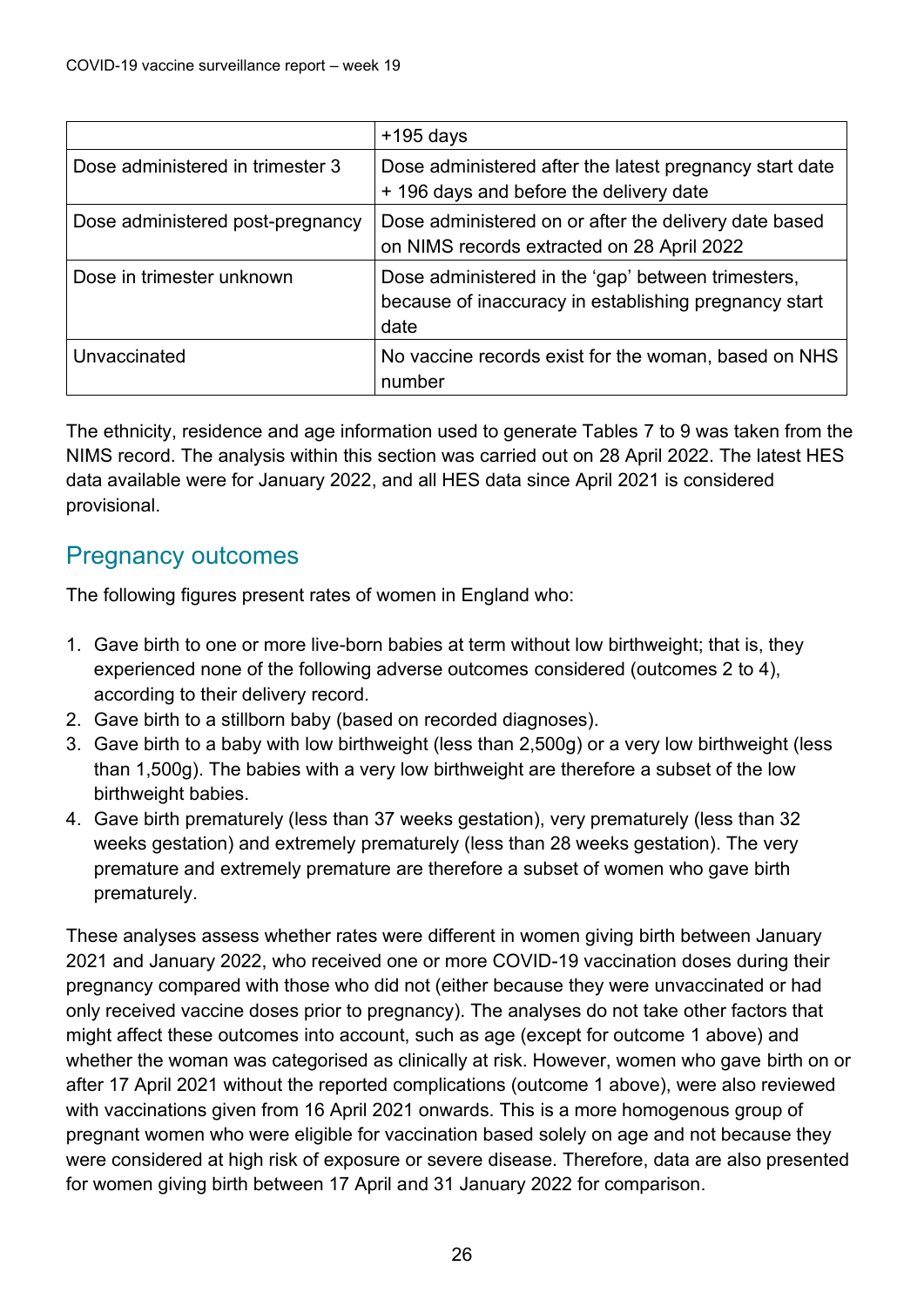|  | +195 days |
|---|---|
| Dose administered in trimester 3 | Dose administered after the latest pregnancy start date + 196 days and before the delivery date |
| Dose administered post-pregnancy | Dose administered on or after the delivery date based on NIMS records extracted on 28 April 2022 |
| Dose in trimester unknown | Dose administered in the 'gap' between trimesters, because of inaccuracy in establishing pregnancy start date |
| Unvaccinated | No vaccine records exist for the woman, based on NHS number |

The ethnicity, residence and age information used to generate Tables 7 to 9 was taken from the NIMS record. The analysis within this section was carried out on 28 April 2022. The latest HES data available were for January 2022, and all HES data since April 2021 is considered provisional.

## Pregnancy outcomes

The following figures present rates of women in England who:

1. Gave birth to one or more live-born babies at term without low birthweight; that is, they experienced none of the following adverse outcomes considered (outcomes 2 to 4), according to their delivery record.
2. Gave birth to a stillborn baby (based on recorded diagnoses).
3. Gave birth to a baby with low birthweight (less than 2,500g) or a very low birthweight (less than 1,500g). The babies with a very low birthweight are therefore a subset of the low birthweight babies.
4. Gave birth prematurely (less than 37 weeks gestation), very prematurely (less than 32 weeks gestation) and extremely prematurely (less than 28 weeks gestation). The very premature and extremely premature are therefore a subset of women who gave birth prematurely.

These analyses assess whether rates were different in women giving birth between January 2021 and January 2022, who received one or more COVID-19 vaccination doses during their pregnancy compared with those who did not (either because they were unvaccinated or had only received vaccine doses prior to pregnancy). The analyses do not take other factors that might affect these outcomes into account, such as age (except for outcome 1 above) and whether the woman was categorised as clinically at risk. However, women who gave birth on or after 17 April 2021 without the reported complications (outcome 1 above), were also reviewed with vaccinations given from 16 April 2021 onwards. This is a more homogenous group of pregnant women who were eligible for vaccination based solely on age and not because they were considered at high risk of exposure or severe disease. Therefore, data are also presented for women giving birth between 17 April and 31 January 2022 for comparison.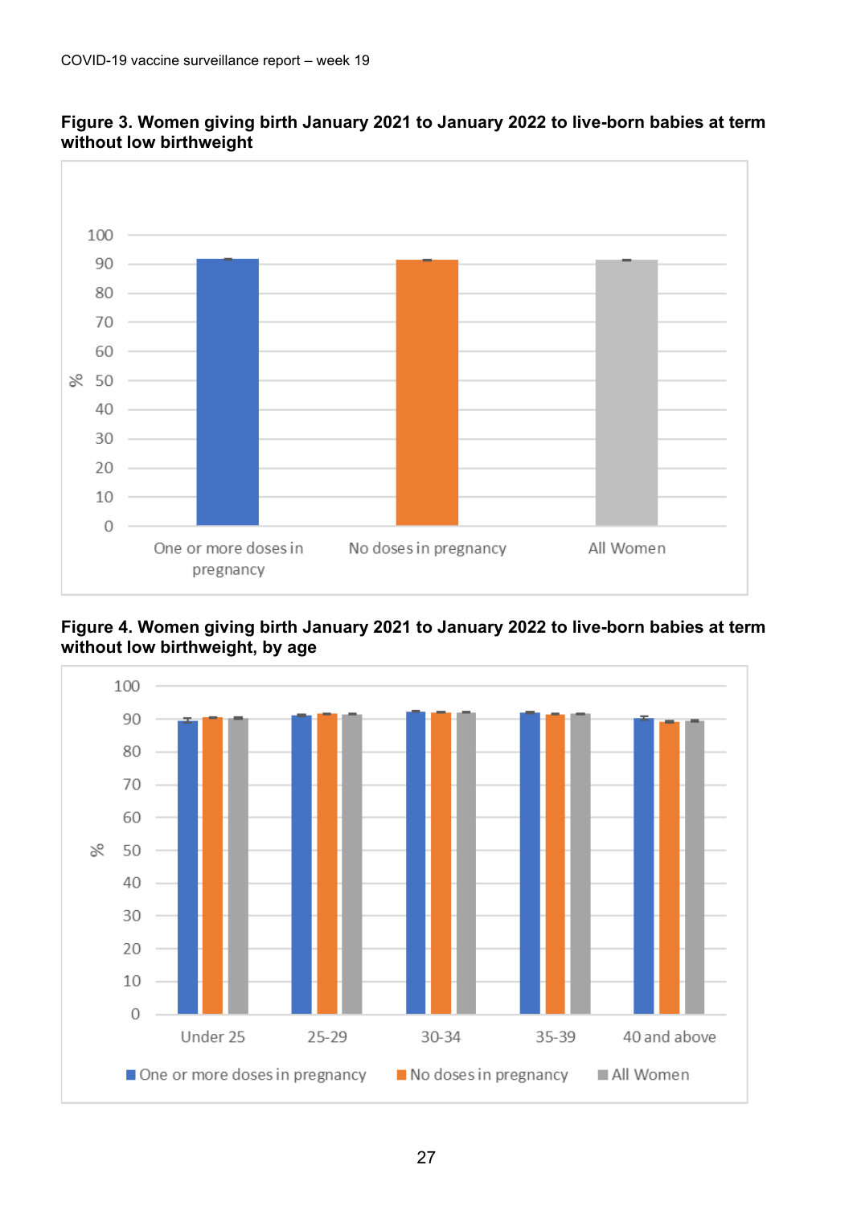**Figure 3. Women giving birth January 2021 to January 2022 to live-born babies at term without low birthweight**

**Figure 4. Women giving birth January 2021 to January 2022 to live-born babies at term without low birthweight, by age**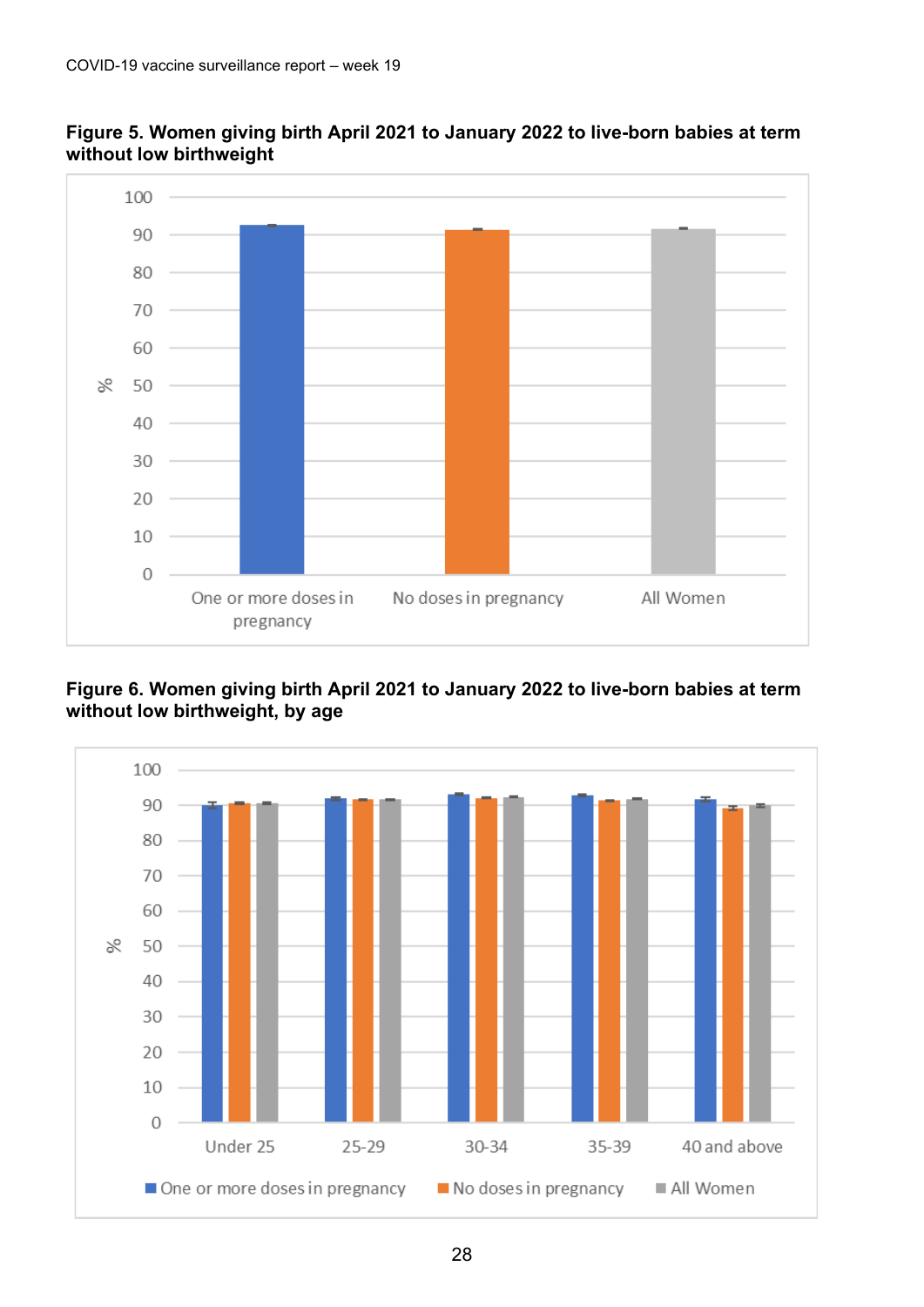**Figure 5. Women giving birth April 2021 to January 2022 to live-born babies at term without low birthweight**

**Figure 6. Women giving birth April 2021 to January 2022 to live-born babies at term without low birthweight, by age**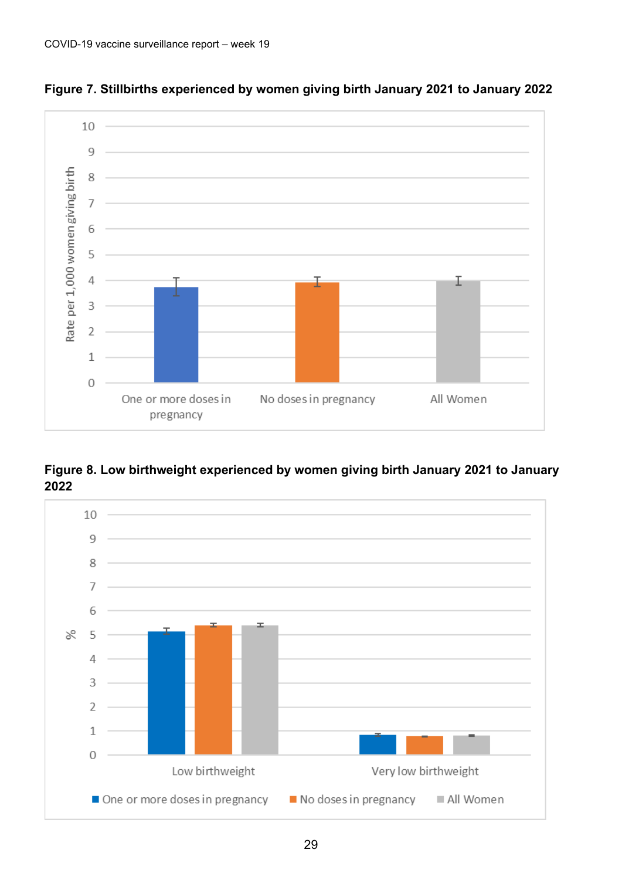**Figure 7. Stillbirths experienced by women giving birth January 2021 to January 2022**

**Figure 8. Low birthweight experienced by women giving birth January 2021 to January 2022**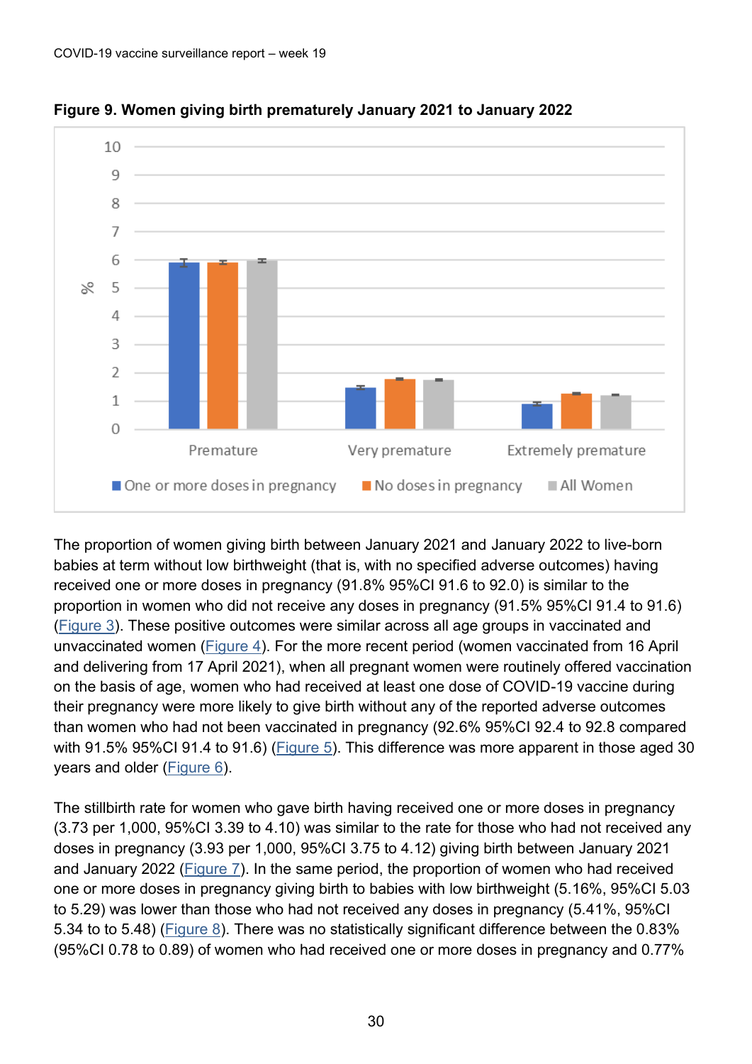**Figure 9. Women giving birth prematurely January 2021 to January 2022**

The proportion of women giving birth between January 2021 and January 2022 to live-born babies at term without low birthweight (that is, with no specified adverse outcomes) having received one or more doses in pregnancy (91.8% 95%CI 91.6 to 92.0) is similar to the proportion in women who did not receive any doses in pregnancy (91.5% 95%CI 91.4 to 91.6) (Figure 3). These positive outcomes were similar across all age groups in vaccinated and unvaccinated women (Figure 4). For the more recent period (women vaccinated from 16 April and delivering from 17 April 2021), when all pregnant women were routinely offered vaccination on the basis of age, women who had received at least one dose of COVID-19 vaccine during their pregnancy were more likely to give birth without any of the reported adverse outcomes than women who had not been vaccinated in pregnancy (92.6% 95%CI 92.4 to 92.8 compared with 91.5% 95%CI 91.4 to 91.6) (Figure 5). This difference was more apparent in those aged 30 years and older (Figure 6).

The stillbirth rate for women who gave birth having received one or more doses in pregnancy (3.73 per 1,000, 95%CI 3.39 to 4.10) was similar to the rate for those who had not received any doses in pregnancy (3.93 per 1,000, 95%CI 3.75 to 4.12) giving birth between January 2021 and January 2022 (Figure 7). In the same period, the proportion of women who had received one or more doses in pregnancy giving birth to babies with low birthweight (5.16%, 95%CI 5.03 to 5.29) was lower than those who had not received any doses in pregnancy (5.41%, 95%CI 5.34 to to 5.48) (Figure 8). There was no statistically significant difference between the 0.83% (95%CI 0.78 to 0.89) of women who had received one or more doses in pregnancy and 0.77%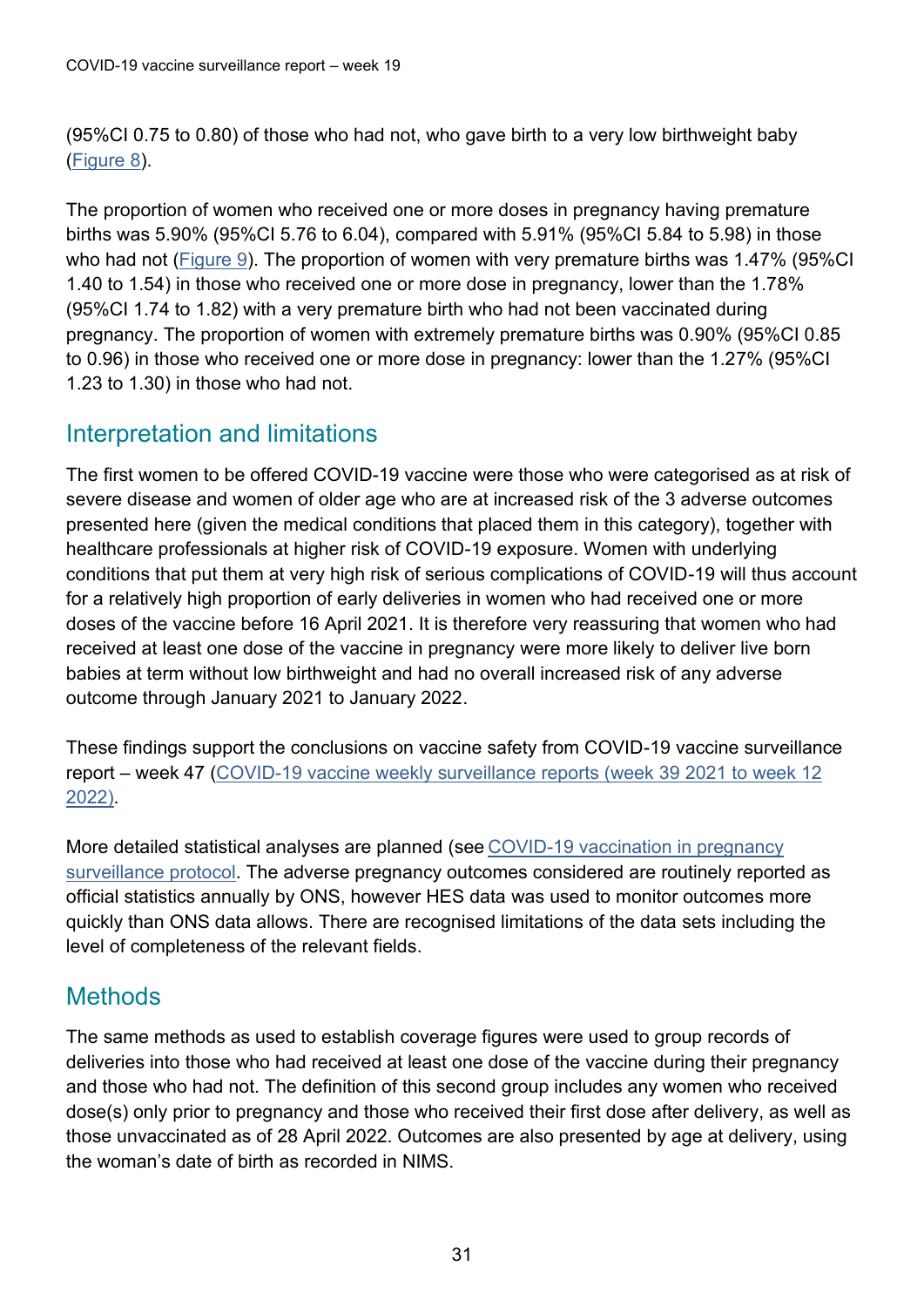(95%CI 0.75 to 0.80) of those who had not, who gave birth to a very low birthweight baby (Figure 8).

The proportion of women who received one or more doses in pregnancy having premature births was 5.90% (95%CI 5.76 to 6.04), compared with 5.91% (95%CI 5.84 to 5.98) in those who had not (Figure 9). The proportion of women with very premature births was 1.47% (95%CI 1.40 to 1.54) in those who received one or more dose in pregnancy, lower than the 1.78% (95%CI 1.74 to 1.82) with a very premature birth who had not been vaccinated during pregnancy. The proportion of women with extremely premature births was 0.90% (95%CI 0.85 to 0.96) in those who received one or more dose in pregnancy: lower than the 1.27% (95%CI 1.23 to 1.30) in those who had not.

## Interpretation and limitations

The first women to be offered COVID-19 vaccine were those who were categorised as at risk of severe disease and women of older age who are at increased risk of the 3 adverse outcomes presented here (given the medical conditions that placed them in this category), together with healthcare professionals at higher risk of COVID-19 exposure. Women with underlying conditions that put them at very high risk of serious complications of COVID-19 will thus account for a relatively high proportion of early deliveries in women who had received one or more doses of the vaccine before 16 April 2021. It is therefore very reassuring that women who had received at least one dose of the vaccine in pregnancy were more likely to deliver live born babies at term without low birthweight and had no overall increased risk of any adverse outcome through January 2021 to January 2022.

These findings support the conclusions on vaccine safety from COVID-19 vaccine surveillance report – week 47 (COVID-19 vaccine weekly surveillance reports (week 39 2021 to week 12 2022)).

More detailed statistical analyses are planned (see COVID-19 vaccination in pregnancy surveillance protocol. The adverse pregnancy outcomes considered are routinely reported as official statistics annually by ONS, however HES data was used to monitor outcomes more quickly than ONS data allows. There are recognised limitations of the data sets including the level of completeness of the relevant fields.

## Methods

The same methods as used to establish coverage figures were used to group records of deliveries into those who had received at least one dose of the vaccine during their pregnancy and those who had not. The definition of this second group includes any women who received dose(s) only prior to pregnancy and those who received their first dose after delivery, as well as those unvaccinated as of 28 April 2022. Outcomes are also presented by age at delivery, using the woman's date of birth as recorded in NIMS.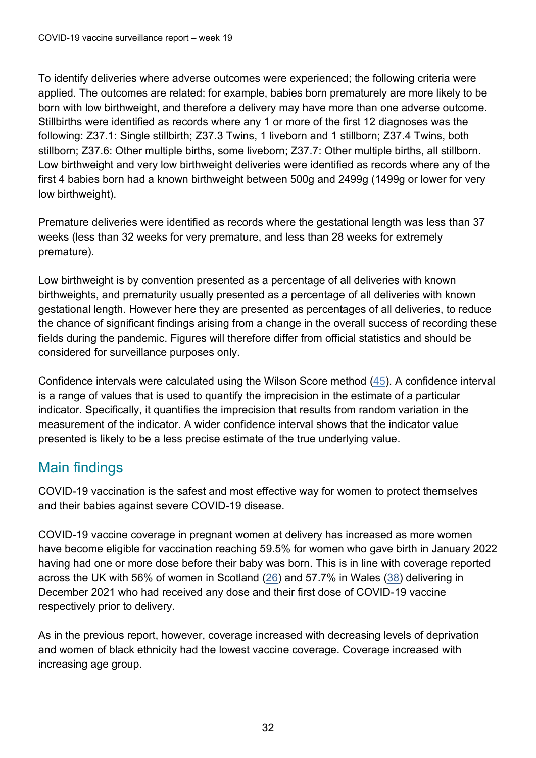To identify deliveries where adverse outcomes were experienced; the following criteria were applied. The outcomes are related: for example, babies born prematurely are more likely to be born with low birthweight, and therefore a delivery may have more than one adverse outcome. Stillbirths were identified as records where any 1 or more of the first 12 diagnoses was the following: Z37.1: Single stillbirth; Z37.3 Twins, 1 liveborn and 1 stillborn; Z37.4 Twins, both stillborn; Z37.6: Other multiple births, some liveborn; Z37.7: Other multiple births, all stillborn. Low birthweight and very low birthweight deliveries were identified as records where any of the first 4 babies born had a known birthweight between 500g and 2499g (1499g or lower for very low birthweight).

Premature deliveries were identified as records where the gestational length was less than 37 weeks (less than 32 weeks for very premature, and less than 28 weeks for extremely premature).

Low birthweight is by convention presented as a percentage of all deliveries with known birthweights, and prematurity usually presented as a percentage of all deliveries with known gestational length. However here they are presented as percentages of all deliveries, to reduce the chance of significant findings arising from a change in the overall success of recording these fields during the pandemic. Figures will therefore differ from official statistics and should be considered for surveillance purposes only.

Confidence intervals were calculated using the Wilson Score method (45). A confidence interval is a range of values that is used to quantify the imprecision in the estimate of a particular indicator. Specifically, it quantifies the imprecision that results from random variation in the measurement of the indicator. A wider confidence interval shows that the indicator value presented is likely to be a less precise estimate of the true underlying value.

## Main findings

COVID-19 vaccination is the safest and most effective way for women to protect themselves and their babies against severe COVID-19 disease.

COVID-19 vaccine coverage in pregnant women at delivery has increased as more women have become eligible for vaccination reaching 59.5% for women who gave birth in January 2022 having had one or more dose before their baby was born. This is in line with coverage reported across the UK with 56% of women in Scotland (26) and 57.7% in Wales (38) delivering in December 2021 who had received any dose and their first dose of COVID-19 vaccine respectively prior to delivery.

As in the previous report, however, coverage increased with decreasing levels of deprivation and women of black ethnicity had the lowest vaccine coverage. Coverage increased with increasing age group.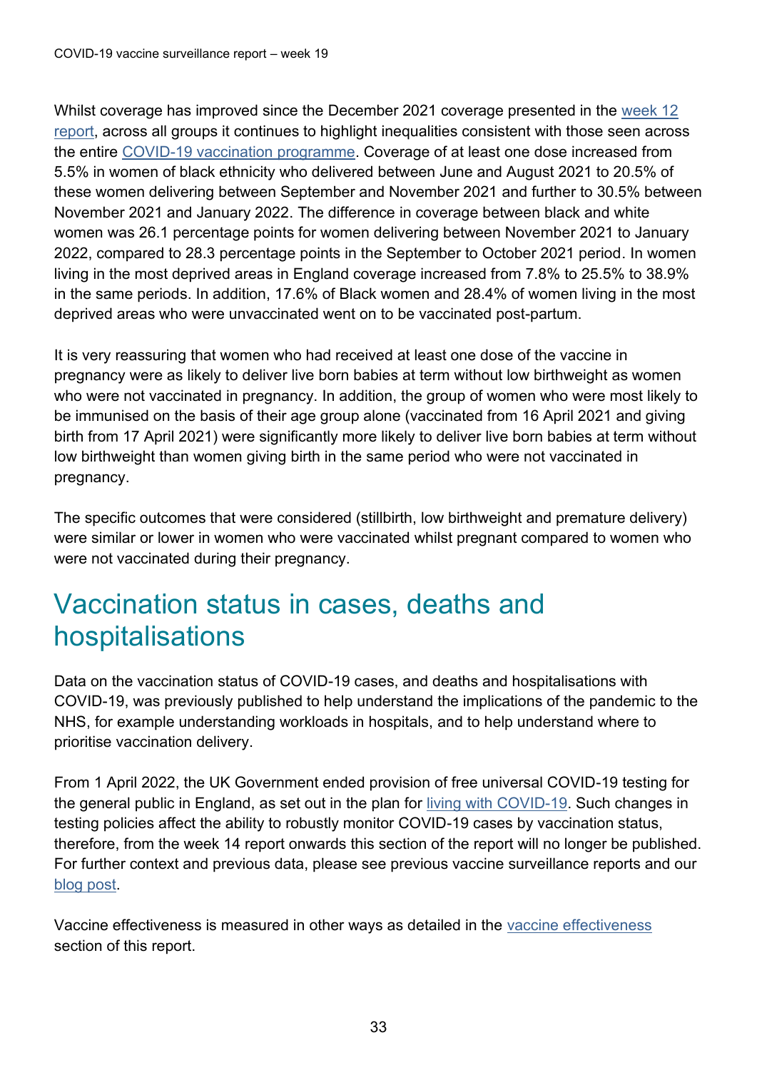Whilst coverage has improved since the December 2021 coverage presented in the week 12 report, across all groups it continues to highlight inequalities consistent with those seen across the entire COVID-19 vaccination programme. Coverage of at least one dose increased from 5.5% in women of black ethnicity who delivered between June and August 2021 to 20.5% of these women delivering between September and November 2021 and further to 30.5% between November 2021 and January 2022. The difference in coverage between black and white women was 26.1 percentage points for women delivering between November 2021 to January 2022, compared to 28.3 percentage points in the September to October 2021 period. In women living in the most deprived areas in England coverage increased from 7.8% to 25.5% to 38.9% in the same periods. In addition, 17.6% of Black women and 28.4% of women living in the most deprived areas who were unvaccinated went on to be vaccinated post-partum.

It is very reassuring that women who had received at least one dose of the vaccine in pregnancy were as likely to deliver live born babies at term without low birthweight as women who were not vaccinated in pregnancy. In addition, the group of women who were most likely to be immunised on the basis of their age group alone (vaccinated from 16 April 2021 and giving birth from 17 April 2021) were significantly more likely to deliver live born babies at term without low birthweight than women giving birth in the same period who were not vaccinated in pregnancy.

The specific outcomes that were considered (stillbirth, low birthweight and premature delivery) were similar or lower in women who were vaccinated whilst pregnant compared to women who were not vaccinated during their pregnancy.

# Vaccination status in cases, deaths and hospitalisations

Data on the vaccination status of COVID-19 cases, and deaths and hospitalisations with COVID-19, was previously published to help understand the implications of the pandemic to the NHS, for example understanding workloads in hospitals, and to help understand where to prioritise vaccination delivery.

From 1 April 2022, the UK Government ended provision of free universal COVID-19 testing for the general public in England, as set out in the plan for living with COVID-19. Such changes in testing policies affect the ability to robustly monitor COVID-19 cases by vaccination status, therefore, from the week 14 report onwards this section of the report will no longer be published. For further context and previous data, please see previous vaccine surveillance reports and our blog post.

Vaccine effectiveness is measured in other ways as detailed in the vaccine effectiveness section of this report.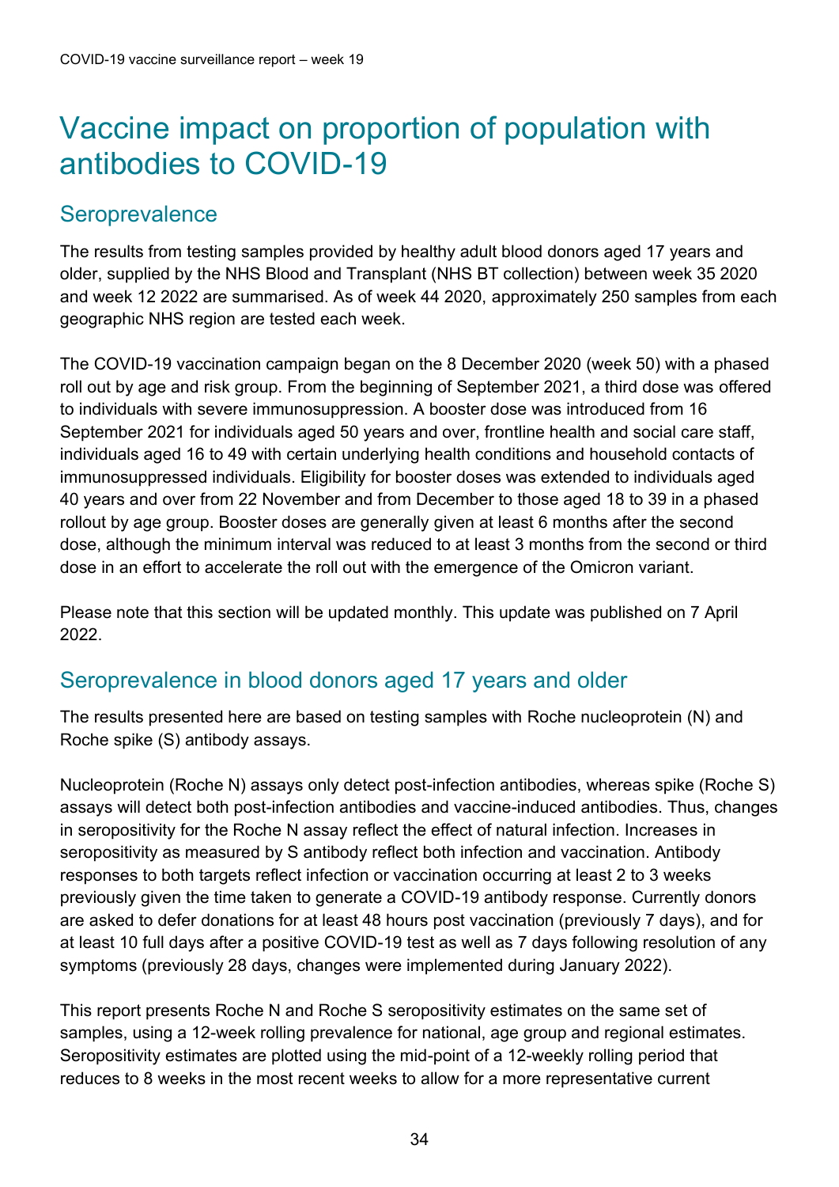# Vaccine impact on proportion of population with antibodies to COVID-19

## Seroprevalence

The results from testing samples provided by healthy adult blood donors aged 17 years and older, supplied by the NHS Blood and Transplant (NHS BT collection) between week 35 2020 and week 12 2022 are summarised. As of week 44 2020, approximately 250 samples from each geographic NHS region are tested each week.

The COVID-19 vaccination campaign began on the 8 December 2020 (week 50) with a phased roll out by age and risk group. From the beginning of September 2021, a third dose was offered to individuals with severe immunosuppression. A booster dose was introduced from 16 September 2021 for individuals aged 50 years and over, frontline health and social care staff, individuals aged 16 to 49 with certain underlying health conditions and household contacts of immunosuppressed individuals. Eligibility for booster doses was extended to individuals aged 40 years and over from 22 November and from December to those aged 18 to 39 in a phased rollout by age group. Booster doses are generally given at least 6 months after the second dose, although the minimum interval was reduced to at least 3 months from the second or third dose in an effort to accelerate the roll out with the emergence of the Omicron variant.

Please note that this section will be updated monthly. This update was published on 7 April 2022.

## Seroprevalence in blood donors aged 17 years and older

The results presented here are based on testing samples with Roche nucleoprotein (N) and Roche spike (S) antibody assays.

Nucleoprotein (Roche N) assays only detect post-infection antibodies, whereas spike (Roche S) assays will detect both post-infection antibodies and vaccine-induced antibodies. Thus, changes in seropositivity for the Roche N assay reflect the effect of natural infection. Increases in seropositivity as measured by S antibody reflect both infection and vaccination. Antibody responses to both targets reflect infection or vaccination occurring at least 2 to 3 weeks previously given the time taken to generate a COVID-19 antibody response. Currently donors are asked to defer donations for at least 48 hours post vaccination (previously 7 days), and for at least 10 full days after a positive COVID-19 test as well as 7 days following resolution of any symptoms (previously 28 days, changes were implemented during January 2022).

This report presents Roche N and Roche S seropositivity estimates on the same set of samples, using a 12-week rolling prevalence for national, age group and regional estimates. Seropositivity estimates are plotted using the mid-point of a 12-weekly rolling period that reduces to 8 weeks in the most recent weeks to allow for a more representative current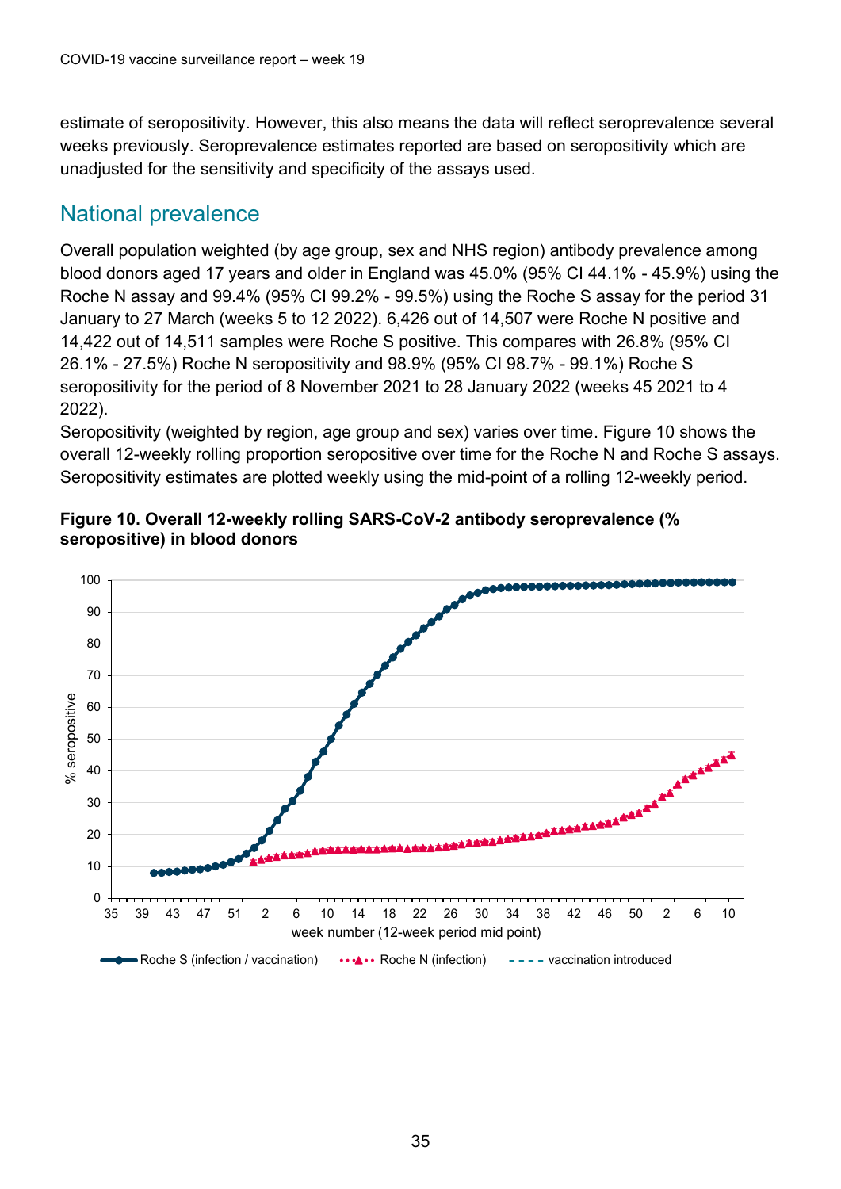estimate of seropositivity. However, this also means the data will reflect seroprevalence several weeks previously. Seroprevalence estimates reported are based on seropositivity which are unadjusted for the sensitivity and specificity of the assays used.

## National prevalence

Overall population weighted (by age group, sex and NHS region) antibody prevalence among blood donors aged 17 years and older in England was 45.0% (95% CI 44.1% - 45.9%) using the Roche N assay and 99.4% (95% CI 99.2% - 99.5%) using the Roche S assay for the period 31 January to 27 March (weeks 5 to 12 2022). 6,426 out of 14,507 were Roche N positive and 14,422 out of 14,511 samples were Roche S positive. This compares with 26.8% (95% CI 26.1% - 27.5%) Roche N seropositivity and 98.9% (95% CI 98.7% - 99.1%) Roche S seropositivity for the period of 8 November 2021 to 28 January 2022 (weeks 45 2021 to 4 2022).

Seropositivity (weighted by region, age group and sex) varies over time. Figure 10 shows the overall 12-weekly rolling proportion seropositive over time for the Roche N and Roche S assays. Seropositivity estimates are plotted weekly using the mid-point of a rolling 12-weekly period.

**Figure 10. Overall 12-weekly rolling SARS-CoV-2 antibody seroprevalence (% seropositive) in blood donors**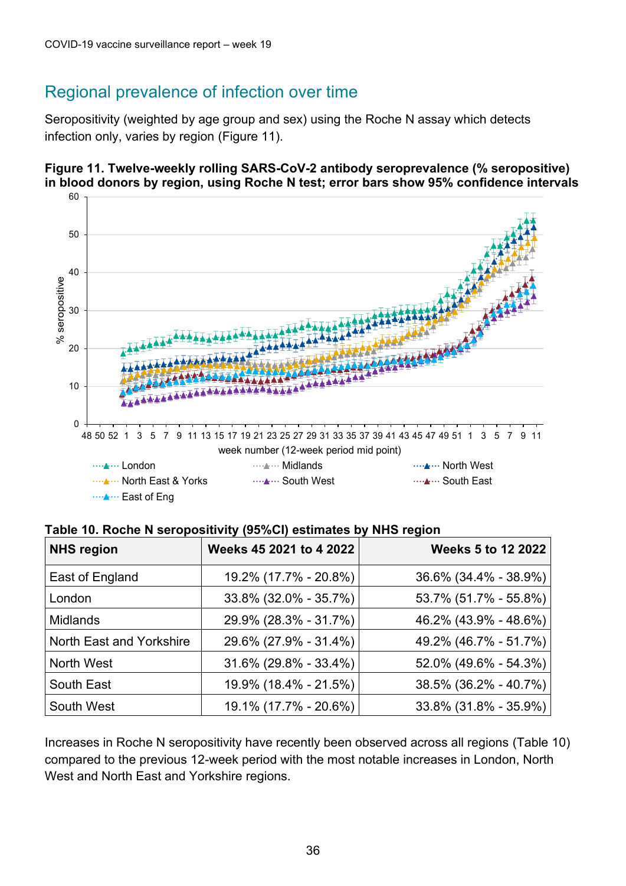## Regional prevalence of infection over time

Seropositivity (weighted by age group and sex) using the Roche N assay which detects infection only, varies by region (Figure 11).

**Figure 11. Twelve-weekly rolling SARS-CoV-2 antibody seroprevalence (% seropositive) in blood donors by region, using Roche N test; error bars show 95% confidence intervals**

**Table 10. Roche N seropositivity (95%CI) estimates by NHS region**

| NHS region | Weeks 45 2021 to 4 2022 | Weeks 5 to 12 2022 |
|---|---|---|
| East of England | 19.2% (17.7% - 20.8%) | 36.6% (34.4% - 38.9%) |
| London | 33.8% (32.0% - 35.7%) | 53.7% (51.7% - 55.8%) |
| Midlands | 29.9% (28.3% - 31.7%) | 46.2% (43.9% - 48.6%) |
| North East and Yorkshire | 29.6% (27.9% - 31.4%) | 49.2% (46.7% - 51.7%) |
| North West | 31.6% (29.8% - 33.4%) | 52.0% (49.6% - 54.3%) |
| South East | 19.9% (18.4% - 21.5%) | 38.5% (36.2% - 40.7%) |
| South West | 19.1% (17.7% - 20.6%) | 33.8% (31.8% - 35.9%) |

Increases in Roche N seropositivity have recently been observed across all regions (Table 10) compared to the previous 12-week period with the most notable increases in London, North West and North East and Yorkshire regions.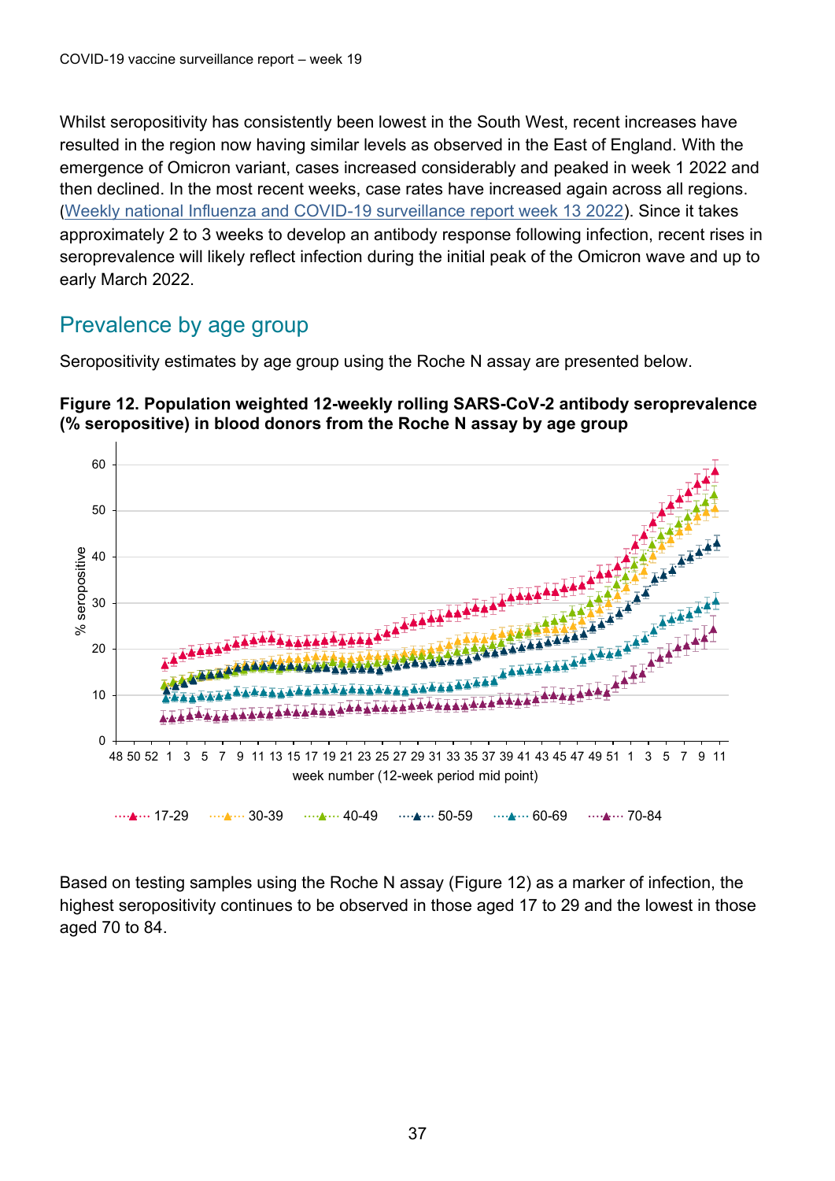Whilst seropositivity has consistently been lowest in the South West, recent increases have resulted in the region now having similar levels as observed in the East of England. With the emergence of Omicron variant, cases increased considerably and peaked in week 1 2022 and then declined. In the most recent weeks, case rates have increased again across all regions. (Weekly national Influenza and COVID-19 surveillance report week 13 2022). Since it takes approximately 2 to 3 weeks to develop an antibody response following infection, recent rises in seroprevalence will likely reflect infection during the initial peak of the Omicron wave and up to early March 2022.

## Prevalence by age group

Seropositivity estimates by age group using the Roche N assay are presented below.

**Figure 12. Population weighted 12-weekly rolling SARS-CoV-2 antibody seroprevalence (% seropositive) in blood donors from the Roche N assay by age group**

Based on testing samples using the Roche N assay (Figure 12) as a marker of infection, the highest seropositivity continues to be observed in those aged 17 to 29 and the lowest in those aged 70 to 84.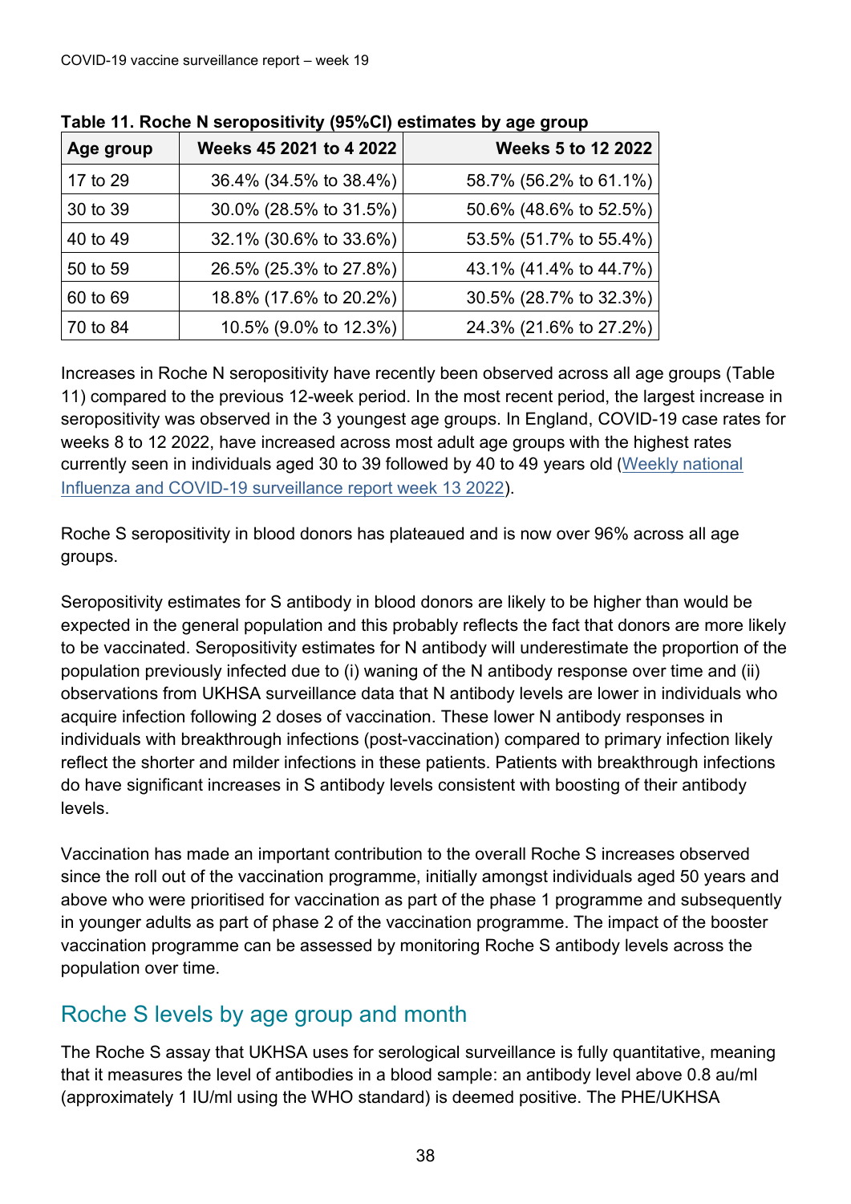**Table 11. Roche N seropositivity (95%CI) estimates by age group**

| Age group | Weeks 45 2021 to 4 2022 | Weeks 5 to 12 2022 |
|---|---|---|
| 17 to 29 | 36.4% (34.5% to 38.4%) | 58.7% (56.2% to 61.1%) |
| 30 to 39 | 30.0% (28.5% to 31.5%) | 50.6% (48.6% to 52.5%) |
| 40 to 49 | 32.1% (30.6% to 33.6%) | 53.5% (51.7% to 55.4%) |
| 50 to 59 | 26.5% (25.3% to 27.8%) | 43.1% (41.4% to 44.7%) |
| 60 to 69 | 18.8% (17.6% to 20.2%) | 30.5% (28.7% to 32.3%) |
| 70 to 84 | 10.5% (9.0% to 12.3%) | 24.3% (21.6% to 27.2%) |

Increases in Roche N seropositivity have recently been observed across all age groups (Table 11) compared to the previous 12-week period. In the most recent period, the largest increase in seropositivity was observed in the 3 youngest age groups. In England, COVID-19 case rates for weeks 8 to 12 2022, have increased across most adult age groups with the highest rates currently seen in individuals aged 30 to 39 followed by 40 to 49 years old (Weekly national Influenza and COVID-19 surveillance report week 13 2022).

Roche S seropositivity in blood donors has plateaued and is now over 96% across all age groups.

Seropositivity estimates for S antibody in blood donors are likely to be higher than would be expected in the general population and this probably reflects the fact that donors are more likely to be vaccinated. Seropositivity estimates for N antibody will underestimate the proportion of the population previously infected due to (i) waning of the N antibody response over time and (ii) observations from UKHSA surveillance data that N antibody levels are lower in individuals who acquire infection following 2 doses of vaccination. These lower N antibody responses in individuals with breakthrough infections (post-vaccination) compared to primary infection likely reflect the shorter and milder infections in these patients. Patients with breakthrough infections do have significant increases in S antibody levels consistent with boosting of their antibody levels.

Vaccination has made an important contribution to the overall Roche S increases observed since the roll out of the vaccination programme, initially amongst individuals aged 50 years and above who were prioritised for vaccination as part of the phase 1 programme and subsequently in younger adults as part of phase 2 of the vaccination programme. The impact of the booster vaccination programme can be assessed by monitoring Roche S antibody levels across the population over time.

## Roche S levels by age group and month

The Roche S assay that UKHSA uses for serological surveillance is fully quantitative, meaning that it measures the level of antibodies in a blood sample: an antibody level above 0.8 au/ml (approximately 1 IU/ml using the WHO standard) is deemed positive. The PHE/UKHSA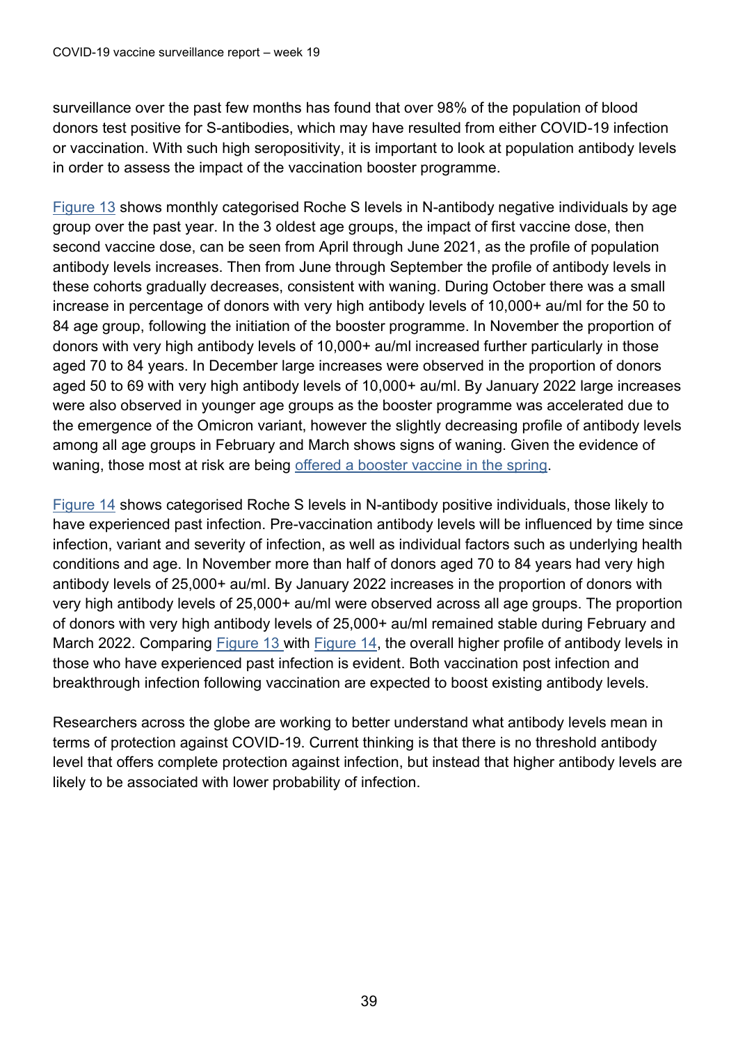surveillance over the past few months has found that over 98% of the population of blood donors test positive for S-antibodies, which may have resulted from either COVID-19 infection or vaccination. With such high seropositivity, it is important to look at population antibody levels in order to assess the impact of the vaccination booster programme.

Figure 13 shows monthly categorised Roche S levels in N-antibody negative individuals by age group over the past year. In the 3 oldest age groups, the impact of first vaccine dose, then second vaccine dose, can be seen from April through June 2021, as the profile of population antibody levels increases. Then from June through September the profile of antibody levels in these cohorts gradually decreases, consistent with waning. During October there was a small increase in percentage of donors with very high antibody levels of 10,000+ au/ml for the 50 to 84 age group, following the initiation of the booster programme. In November the proportion of donors with very high antibody levels of 10,000+ au/ml increased further particularly in those aged 70 to 84 years. In December large increases were observed in the proportion of donors aged 50 to 69 with very high antibody levels of 10,000+ au/ml. By January 2022 large increases were also observed in younger age groups as the booster programme was accelerated due to the emergence of the Omicron variant, however the slightly decreasing profile of antibody levels among all age groups in February and March shows signs of waning. Given the evidence of waning, those most at risk are being offered a booster vaccine in the spring.

Figure 14 shows categorised Roche S levels in N-antibody positive individuals, those likely to have experienced past infection. Pre-vaccination antibody levels will be influenced by time since infection, variant and severity of infection, as well as individual factors such as underlying health conditions and age. In November more than half of donors aged 70 to 84 years had very high antibody levels of 25,000+ au/ml. By January 2022 increases in the proportion of donors with very high antibody levels of 25,000+ au/ml were observed across all age groups. The proportion of donors with very high antibody levels of 25,000+ au/ml remained stable during February and March 2022. Comparing Figure 13 with Figure 14, the overall higher profile of antibody levels in those who have experienced past infection is evident. Both vaccination post infection and breakthrough infection following vaccination are expected to boost existing antibody levels.

Researchers across the globe are working to better understand what antibody levels mean in terms of protection against COVID-19. Current thinking is that there is no threshold antibody level that offers complete protection against infection, but instead that higher antibody levels are likely to be associated with lower probability of infection.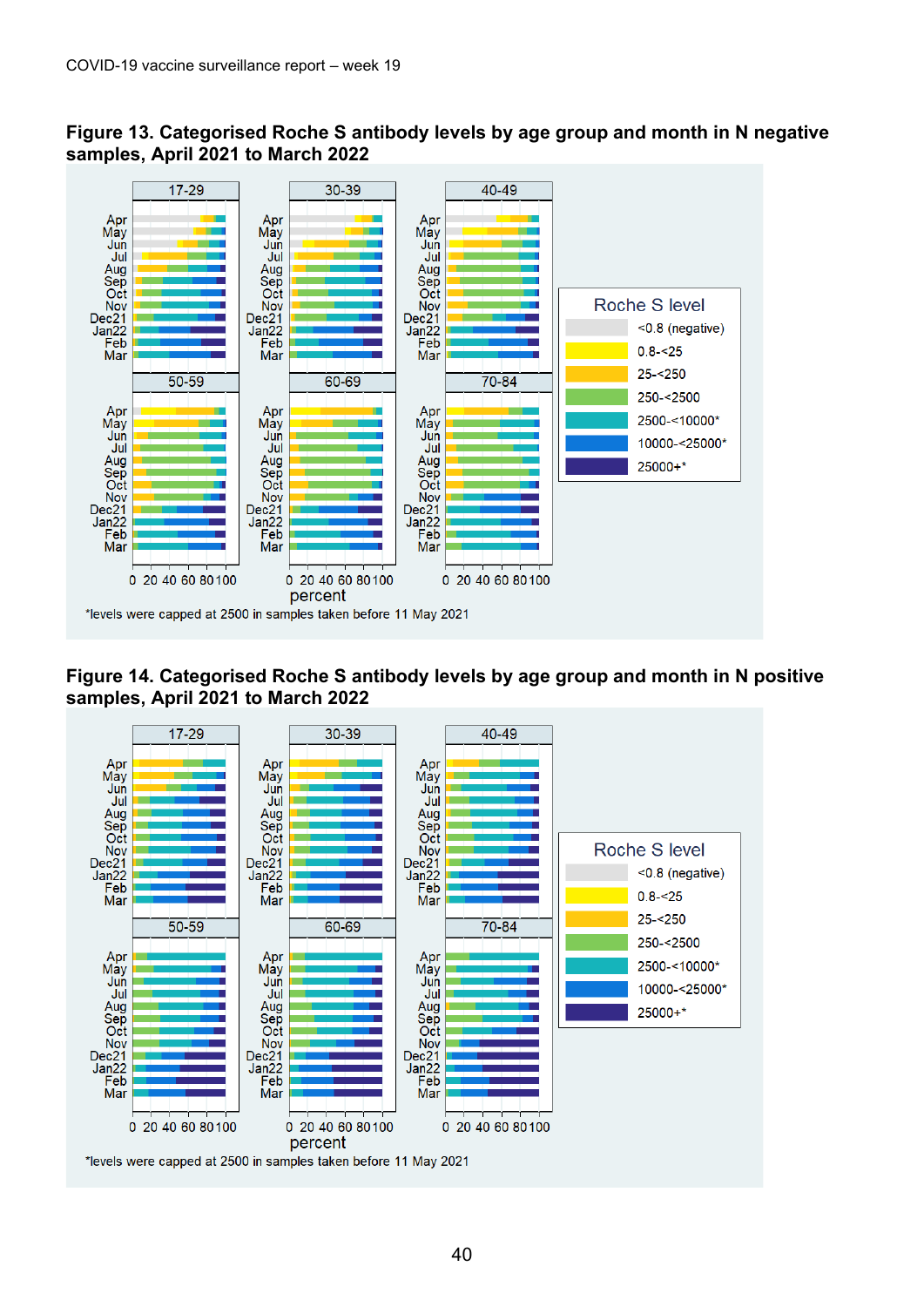## Figure 13. Categorised Roche S antibody levels by age group and month in N negative samples, April 2021 to March 2022

*levels were capped at 2500 in samples taken before 11 May 2021

## Figure 14. Categorised Roche S antibody levels by age group and month in N positive samples, April 2021 to March 2022

*levels were capped at 2500 in samples taken before 11 May 2021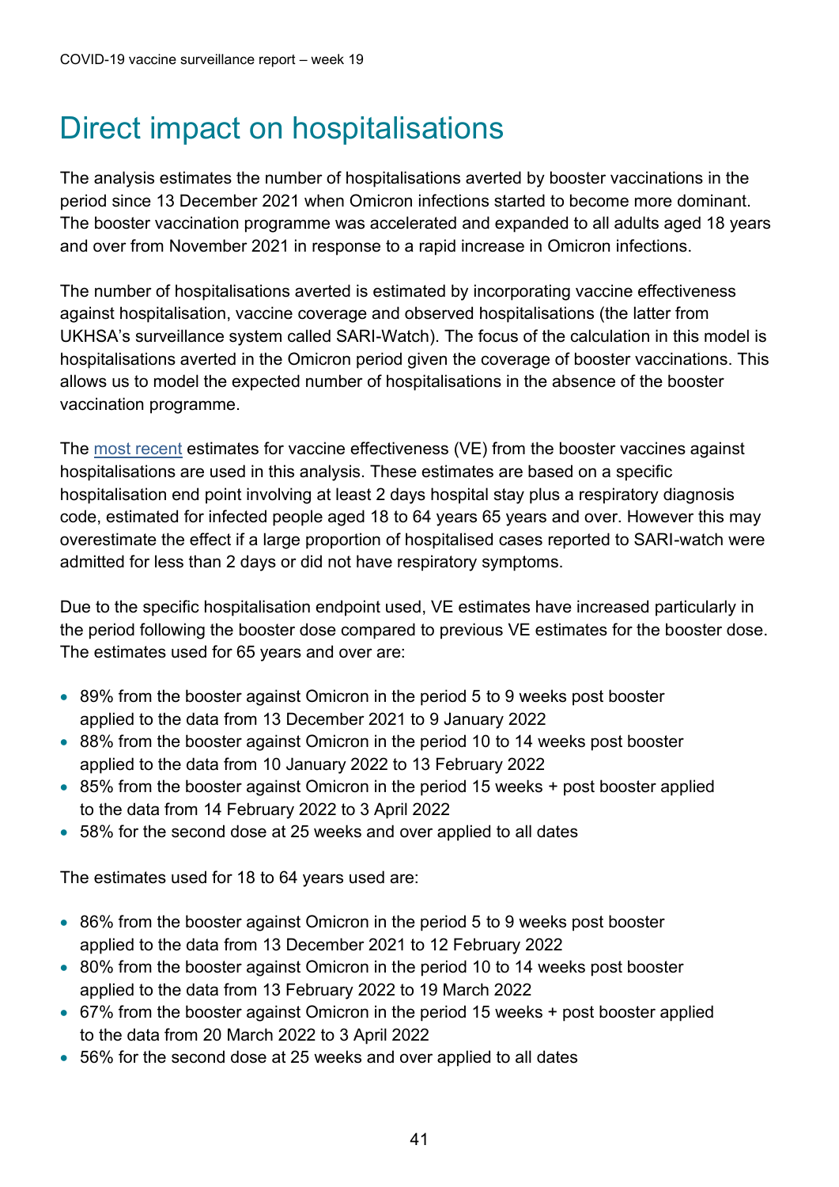# Direct impact on hospitalisations

The analysis estimates the number of hospitalisations averted by booster vaccinations in the period since 13 December 2021 when Omicron infections started to become more dominant. The booster vaccination programme was accelerated and expanded to all adults aged 18 years and over from November 2021 in response to a rapid increase in Omicron infections.

The number of hospitalisations averted is estimated by incorporating vaccine effectiveness against hospitalisation, vaccine coverage and observed hospitalisations (the latter from UKHSA's surveillance system called SARI-Watch). The focus of the calculation in this model is hospitalisations averted in the Omicron period given the coverage of booster vaccinations. This allows us to model the expected number of hospitalisations in the absence of the booster vaccination programme.

The most recent estimates for vaccine effectiveness (VE) from the booster vaccines against hospitalisations are used in this analysis. These estimates are based on a specific hospitalisation end point involving at least 2 days hospital stay plus a respiratory diagnosis code, estimated for infected people aged 18 to 64 years 65 years and over. However this may overestimate the effect if a large proportion of hospitalised cases reported to SARI-watch were admitted for less than 2 days or did not have respiratory symptoms.

Due to the specific hospitalisation endpoint used, VE estimates have increased particularly in the period following the booster dose compared to previous VE estimates for the booster dose. The estimates used for 65 years and over are:

- 89% from the booster against Omicron in the period 5 to 9 weeks post booster applied to the data from 13 December 2021 to 9 January 2022
- 88% from the booster against Omicron in the period 10 to 14 weeks post booster applied to the data from 10 January 2022 to 13 February 2022
- 85% from the booster against Omicron in the period 15 weeks + post booster applied to the data from 14 February 2022 to 3 April 2022
- 58% for the second dose at 25 weeks and over applied to all dates

The estimates used for 18 to 64 years used are:

- 86% from the booster against Omicron in the period 5 to 9 weeks post booster applied to the data from 13 December 2021 to 12 February 2022
- 80% from the booster against Omicron in the period 10 to 14 weeks post booster applied to the data from 13 February 2022 to 19 March 2022
- 67% from the booster against Omicron in the period 15 weeks + post booster applied to the data from 20 March 2022 to 3 April 2022
- 56% for the second dose at 25 weeks and over applied to all dates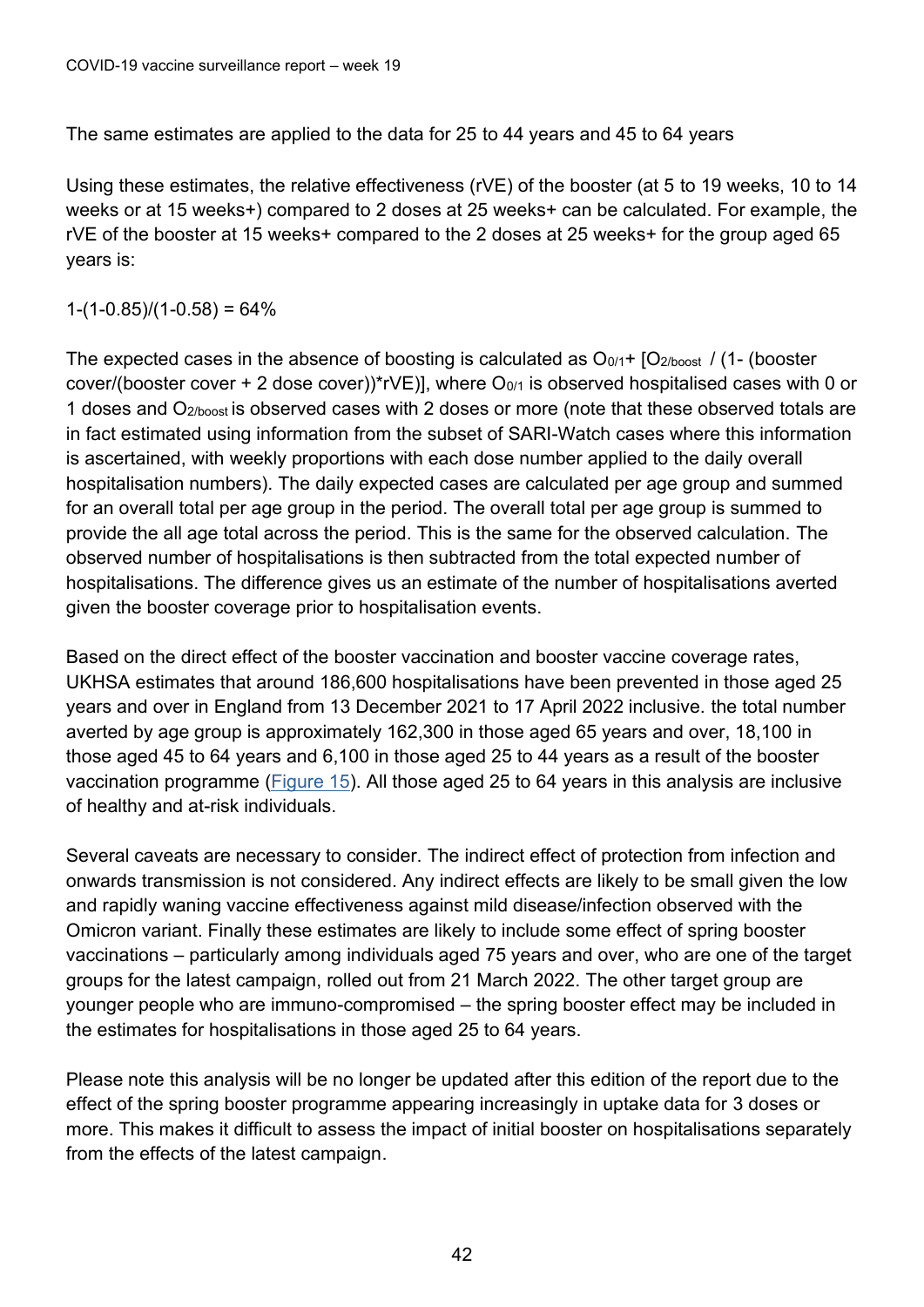The same estimates are applied to the data for 25 to 44 years and 45 to 64 years

Using these estimates, the relative effectiveness (rVE) of the booster (at 5 to 19 weeks, 10 to 14 weeks or at 15 weeks+) compared to 2 doses at 25 weeks+ can be calculated. For example, the rVE of the booster at 15 weeks+ compared to the 2 doses at 25 weeks+ for the group aged 65 years is:

$1-(1-0.85)/(1-0.58) = 64\%$

The expected cases in the absence of boosting is calculated as $O_{0/1}$+ [$O_{2/boost}$ / (1- (booster cover/(booster cover + 2 dose cover))*rVE)], where $O_{0/1}$ is observed hospitalised cases with 0 or 1 doses and $O_{2/boost}$ is observed cases with 2 doses or more (note that these observed totals are in fact estimated using information from the subset of SARI-Watch cases where this information is ascertained, with weekly proportions with each dose number applied to the daily overall hospitalisation numbers). The daily expected cases are calculated per age group and summed for an overall total per age group in the period. The overall total per age group is summed to provide the all age total across the period. This is the same for the observed calculation. The observed number of hospitalisations is then subtracted from the total expected number of hospitalisations. The difference gives us an estimate of the number of hospitalisations averted given the booster coverage prior to hospitalisation events.

Based on the direct effect of the booster vaccination and booster vaccine coverage rates, UKHSA estimates that around 186,600 hospitalisations have been prevented in those aged 25 years and over in England from 13 December 2021 to 17 April 2022 inclusive. the total number averted by age group is approximately 162,300 in those aged 65 years and over, 18,100 in those aged 45 to 64 years and 6,100 in those aged 25 to 44 years as a result of the booster vaccination programme (Figure 15). All those aged 25 to 64 years in this analysis are inclusive of healthy and at-risk individuals.

Several caveats are necessary to consider. The indirect effect of protection from infection and onwards transmission is not considered. Any indirect effects are likely to be small given the low and rapidly waning vaccine effectiveness against mild disease/infection observed with the Omicron variant. Finally these estimates are likely to include some effect of spring booster vaccinations – particularly among individuals aged 75 years and over, who are one of the target groups for the latest campaign, rolled out from 21 March 2022. The other target group are younger people who are immuno-compromised – the spring booster effect may be included in the estimates for hospitalisations in those aged 25 to 64 years.

Please note this analysis will be no longer be updated after this edition of the report due to the effect of the spring booster programme appearing increasingly in uptake data for 3 doses or more. This makes it difficult to assess the impact of initial booster on hospitalisations separately from the effects of the latest campaign.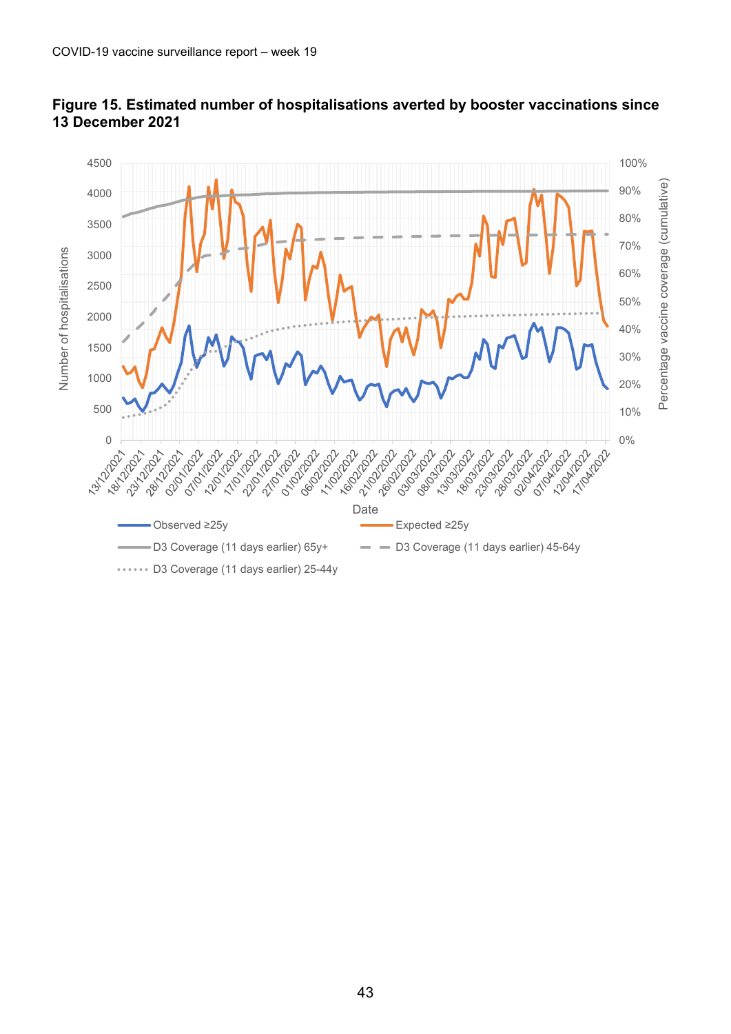**Figure 15. Estimated number of hospitalisations averted by booster vaccinations since 13 December 2021**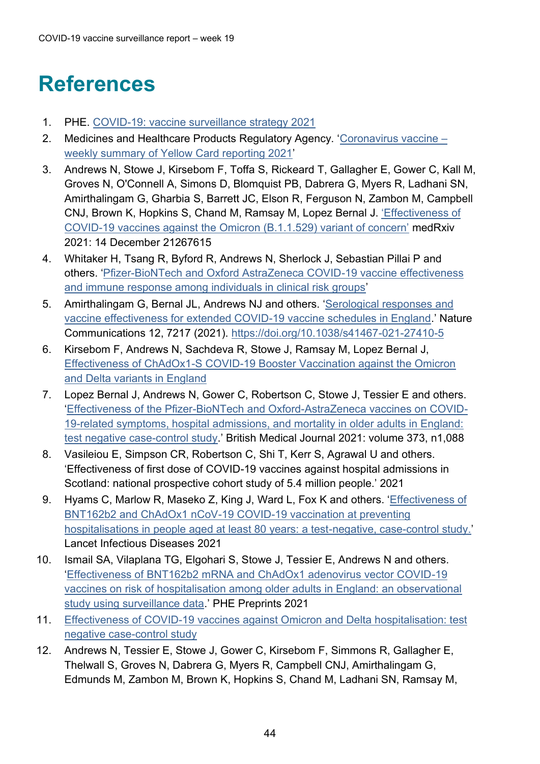# References

1. PHE. COVID-19: vaccine surveillance strategy 2021
2. Medicines and Healthcare Products Regulatory Agency. 'Coronavirus vaccine – weekly summary of Yellow Card reporting 2021'
3. Andrews N, Stowe J, Kirsebom F, Toffa S, Rickeard T, Gallagher E, Gower C, Kall M, Groves N, O'Connell A, Simons D, Blomquist PB, Dabrera G, Myers R, Ladhani SN, Amirthalingam G, Gharbia S, Barrett JC, Elson R, Ferguson N, Zambon M, Campbell CNJ, Brown K, Hopkins S, Chand M, Ramsay M, Lopez Bernal J. 'Effectiveness of COVID-19 vaccines against the Omicron (B.1.1.529) variant of concern' medRxiv 2021: 14 December 21267615
4. Whitaker H, Tsang R, Byford R, Andrews N, Sherlock J, Sebastian Pillai P and others. 'Pfizer-BioNTech and Oxford AstraZeneca COVID-19 vaccine effectiveness and immune response among individuals in clinical risk groups'
5. Amirthalingam G, Bernal JL, Andrews NJ and others. 'Serological responses and vaccine effectiveness for extended COVID-19 vaccine schedules in England.' Nature Communications 12, 7217 (2021). https://doi.org/10.1038/s41467-021-27410-5
6. Kirsebom F, Andrews N, Sachdeva R, Stowe J, Ramsay M, Lopez Bernal J, Effectiveness of ChAdOx1-S COVID-19 Booster Vaccination against the Omicron and Delta variants in England
7. Lopez Bernal J, Andrews N, Gower C, Robertson C, Stowe J, Tessier E and others. 'Effectiveness of the Pfizer-BioNTech and Oxford-AstraZeneca vaccines on COVID-19-related symptoms, hospital admissions, and mortality in older adults in England: test negative case-control study.' British Medical Journal 2021: volume 373, n1,088
8. Vasileiou E, Simpson CR, Robertson C, Shi T, Kerr S, Agrawal U and others. 'Effectiveness of first dose of COVID-19 vaccines against hospital admissions in Scotland: national prospective cohort study of 5.4 million people.' 2021
9. Hyams C, Marlow R, Maseko Z, King J, Ward L, Fox K and others. 'Effectiveness of BNT162b2 and ChAdOx1 nCoV-19 COVID-19 vaccination at preventing hospitalisations in people aged at least 80 years: a test-negative, case-control study.' Lancet Infectious Diseases 2021
10. Ismail SA, Vilaplana TG, Elgohari S, Stowe J, Tessier E, Andrews N and others. 'Effectiveness of BNT162b2 mRNA and ChAdOx1 adenovirus vector COVID-19 vaccines on risk of hospitalisation among older adults in England: an observational study using surveillance data.' PHE Preprints 2021
11. Effectiveness of COVID-19 vaccines against Omicron and Delta hospitalisation: test negative case-control study
12. Andrews N, Tessier E, Stowe J, Gower C, Kirsebom F, Simmons R, Gallagher E, Thelwall S, Groves N, Dabrera G, Myers R, Campbell CNJ, Amirthalingam G, Edmunds M, Zambon M, Brown K, Hopkins S, Chand M, Ladhani SN, Ramsay M,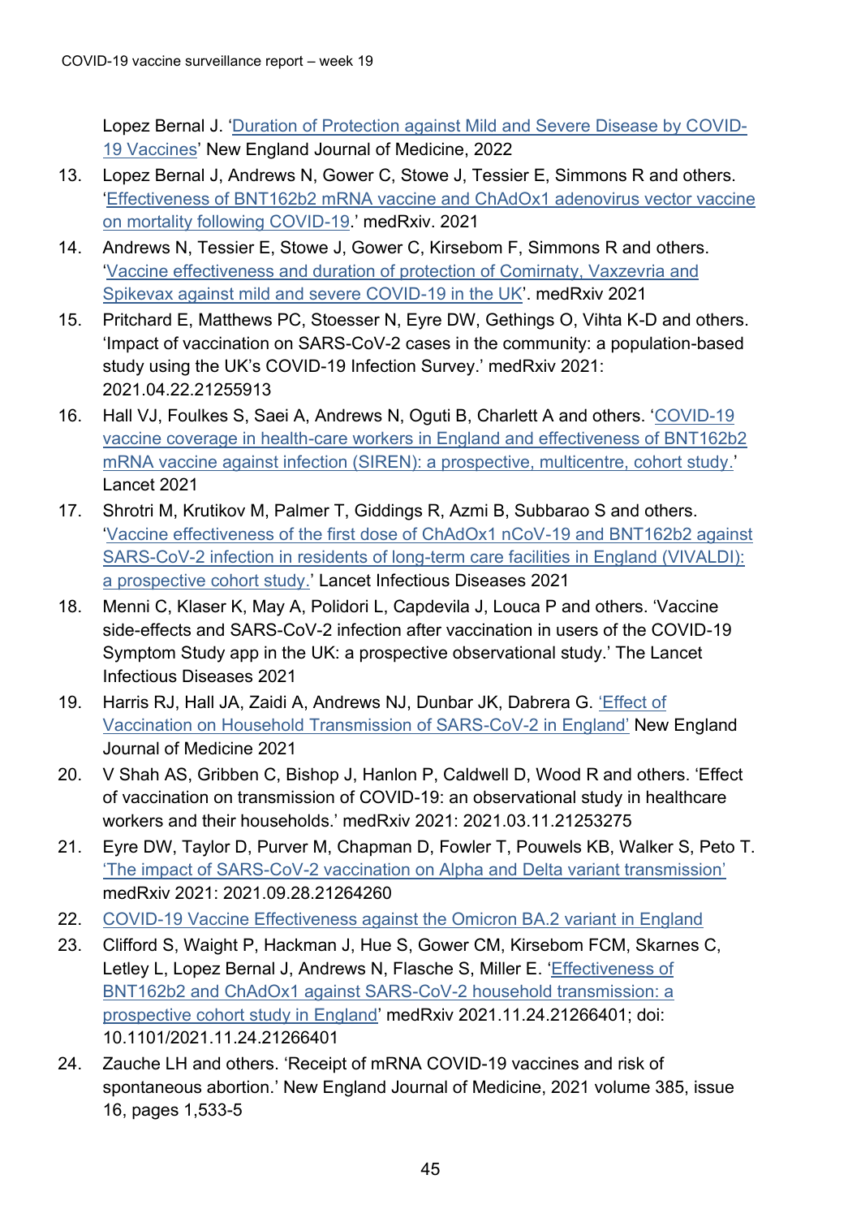Lopez Bernal J. '[Duration of Protection against Mild and Severe Disease by COVID-19 Vaccines]' New England Journal of Medicine, 2022

13. Lopez Bernal J, Andrews N, Gower C, Stowe J, Tessier E, Simmons R and others. '[Effectiveness of BNT162b2 mRNA vaccine and ChAdOx1 adenovirus vector vaccine on mortality following COVID-19].' medRxiv. 2021
14. Andrews N, Tessier E, Stowe J, Gower C, Kirsebom F, Simmons R and others. '[Vaccine effectiveness and duration of protection of Comirnaty, Vaxzevria and Spikevax against mild and severe COVID-19 in the UK]'. medRxiv 2021
15. Pritchard E, Matthews PC, Stoesser N, Eyre DW, Gethings O, Vihta K-D and others. 'Impact of vaccination on SARS-CoV-2 cases in the community: a population-based study using the UK's COVID-19 Infection Survey.' medRxiv 2021: 2021.04.22.21255913
16. Hall VJ, Foulkes S, Saei A, Andrews N, Oguti B, Charlett A and others. '[COVID-19 vaccine coverage in health-care workers in England and effectiveness of BNT162b2 mRNA vaccine against infection (SIREN): a prospective, multicentre, cohort study.]' Lancet 2021
17. Shrotri M, Krutikov M, Palmer T, Giddings R, Azmi B, Subbarao S and others. '[Vaccine effectiveness of the first dose of ChAdOx1 nCoV-19 and BNT162b2 against SARS-CoV-2 infection in residents of long-term care facilities in England (VIVALDI): a prospective cohort study.]' Lancet Infectious Diseases 2021
18. Menni C, Klaser K, May A, Polidori L, Capdevila J, Louca P and others. 'Vaccine side-effects and SARS-CoV-2 infection after vaccination in users of the COVID-19 Symptom Study app in the UK: a prospective observational study.' The Lancet Infectious Diseases 2021
19. Harris RJ, Hall JA, Zaidi A, Andrews NJ, Dunbar JK, Dabrera G. ['Effect of Vaccination on Household Transmission of SARS-CoV-2 in England'] New England Journal of Medicine 2021
20. V Shah AS, Gribben C, Bishop J, Hanlon P, Caldwell D, Wood R and others. 'Effect of vaccination on transmission of COVID-19: an observational study in healthcare workers and their households.' medRxiv 2021: 2021.03.11.21253275
21. Eyre DW, Taylor D, Purver M, Chapman D, Fowler T, Pouwels KB, Walker S, Peto T. ['The impact of SARS-CoV-2 vaccination on Alpha and Delta variant transmission'] medRxiv 2021: 2021.09.28.21264260
22. [COVID-19 Vaccine Effectiveness against the Omicron BA.2 variant in England]
23. Clifford S, Waight P, Hackman J, Hue S, Gower CM, Kirsebom FCM, Skarnes C, Letley L, Lopez Bernal J, Andrews N, Flasche S, Miller E. '[Effectiveness of BNT162b2 and ChAdOx1 against SARS-CoV-2 household transmission: a prospective cohort study in England]' medRxiv 2021.11.24.21266401; doi: 10.1101/2021.11.24.21266401
24. Zauche LH and others. 'Receipt of mRNA COVID-19 vaccines and risk of spontaneous abortion.' New England Journal of Medicine, 2021 volume 385, issue 16, pages 1,533-5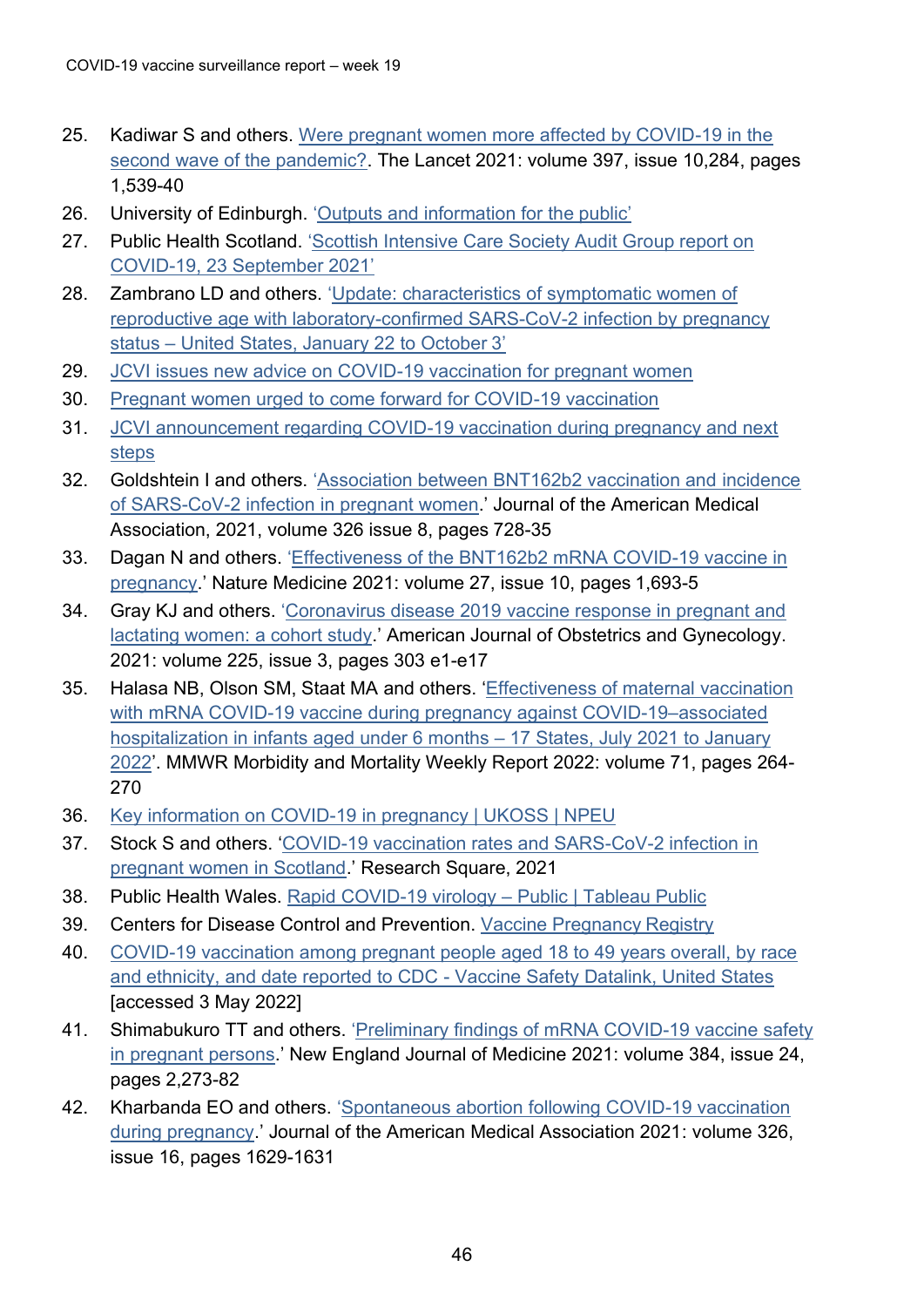25. Kadiwar S and others. Were pregnant women more affected by COVID-19 in the second wave of the pandemic?. The Lancet 2021: volume 397, issue 10,284, pages 1,539-40
26. University of Edinburgh. 'Outputs and information for the public'
27. Public Health Scotland. 'Scottish Intensive Care Society Audit Group report on COVID-19, 23 September 2021'
28. Zambrano LD and others. 'Update: characteristics of symptomatic women of reproductive age with laboratory-confirmed SARS-CoV-2 infection by pregnancy status – United States, January 22 to October 3'
29. JCVI issues new advice on COVID-19 vaccination for pregnant women
30. Pregnant women urged to come forward for COVID-19 vaccination
31. JCVI announcement regarding COVID-19 vaccination during pregnancy and next steps
32. Goldshtein I and others. 'Association between BNT162b2 vaccination and incidence of SARS-CoV-2 infection in pregnant women.' Journal of the American Medical Association, 2021, volume 326 issue 8, pages 728-35
33. Dagan N and others. 'Effectiveness of the BNT162b2 mRNA COVID-19 vaccine in pregnancy.' Nature Medicine 2021: volume 27, issue 10, pages 1,693-5
34. Gray KJ and others. 'Coronavirus disease 2019 vaccine response in pregnant and lactating women: a cohort study.' American Journal of Obstetrics and Gynecology. 2021: volume 225, issue 3, pages 303 e1-e17
35. Halasa NB, Olson SM, Staat MA and others. 'Effectiveness of maternal vaccination with mRNA COVID-19 vaccine during pregnancy against COVID-19–associated hospitalization in infants aged under 6 months – 17 States, July 2021 to January 2022'. MMWR Morbidity and Mortality Weekly Report 2022: volume 71, pages 264-270
36. Key information on COVID-19 in pregnancy | UKOSS | NPEU
37. Stock S and others. 'COVID-19 vaccination rates and SARS-CoV-2 infection in pregnant women in Scotland.' Research Square, 2021
38. Public Health Wales. Rapid COVID-19 virology – Public | Tableau Public
39. Centers for Disease Control and Prevention. Vaccine Pregnancy Registry
40. COVID-19 vaccination among pregnant people aged 18 to 49 years overall, by race and ethnicity, and date reported to CDC - Vaccine Safety Datalink, United States [accessed 3 May 2022]
41. Shimabukuro TT and others. 'Preliminary findings of mRNA COVID-19 vaccine safety in pregnant persons.' New England Journal of Medicine 2021: volume 384, issue 24, pages 2,273-82
42. Kharbanda EO and others. 'Spontaneous abortion following COVID-19 vaccination during pregnancy.' Journal of the American Medical Association 2021: volume 326, issue 16, pages 1629-1631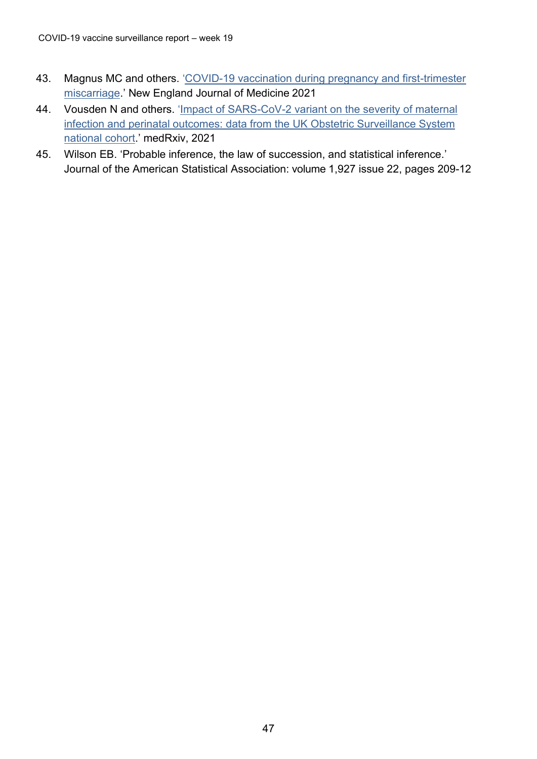43. Magnus MC and others. 'COVID-19 vaccination during pregnancy and first-trimester miscarriage.' New England Journal of Medicine 2021
44. Vousden N and others. 'Impact of SARS-CoV-2 variant on the severity of maternal infection and perinatal outcomes: data from the UK Obstetric Surveillance System national cohort.' medRxiv, 2021
45. Wilson EB. 'Probable inference, the law of succession, and statistical inference.' Journal of the American Statistical Association: volume 1,927 issue 22, pages 209-12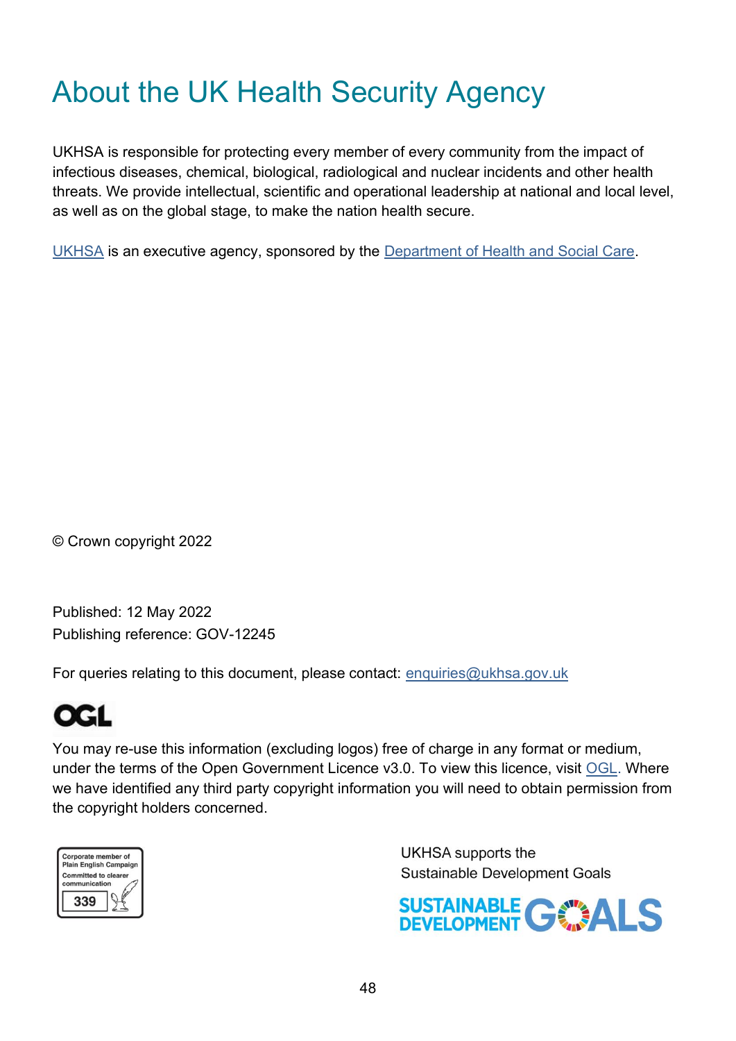# About the UK Health Security Agency

UKHSA is responsible for protecting every member of every community from the impact of infectious diseases, chemical, biological, radiological and nuclear incidents and other health threats. We provide intellectual, scientific and operational leadership at national and local level, as well as on the global stage, to make the nation health secure.

UKHSA is an executive agency, sponsored by the Department of Health and Social Care.

© Crown copyright 2022

Published: 12 May 2022
Publishing reference: GOV-12245

For queries relating to this document, please contact: enquiries@ukhsa.gov.uk

OGL

You may re-use this information (excluding logos) free of charge in any format or medium, under the terms of the Open Government Licence v3.0. To view this licence, visit OGL. Where we have identified any third party copyright information you will need to obtain permission from the copyright holders concerned.

Corporate member of Plain English Campaign
Committed to clearer communication
339

UKHSA supports the Sustainable Development Goals

SUSTAINABLE DEVELOPMENT GOALS